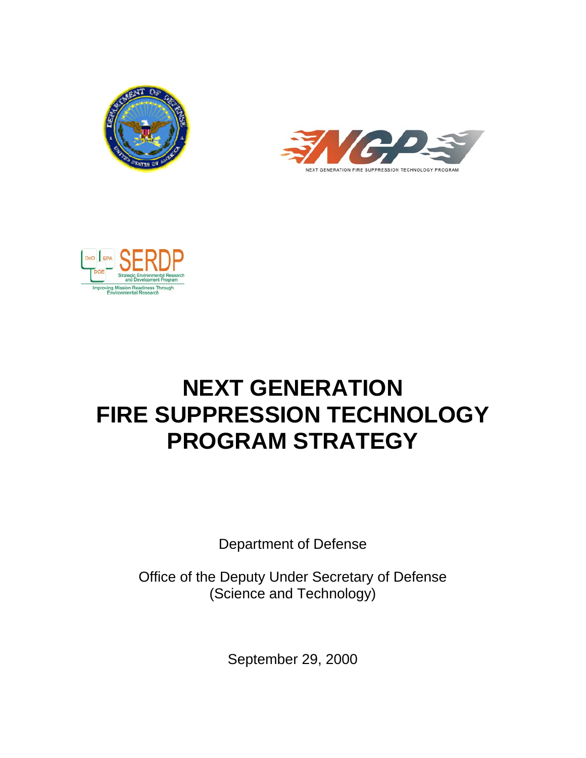# NEXT GENERATION FIRE SUPPRESSION TECHNOLOGY PROGRAM STRATEGY

Department of Defense

Office of the Deputy Under Secretary of Defense
(Science and Technology)

September 29, 2000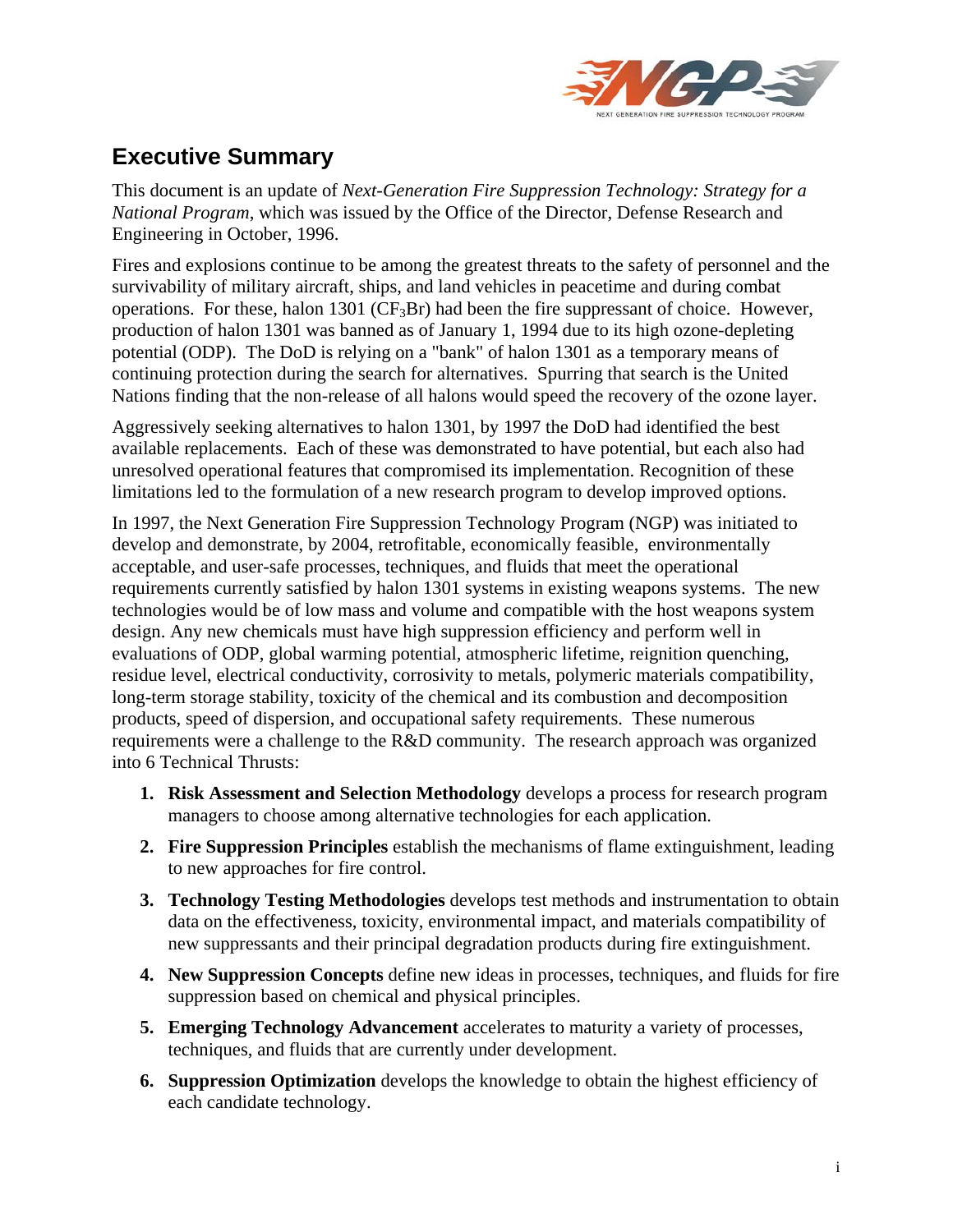## Executive Summary

This document is an update of *Next-Generation Fire Suppression Technology: Strategy for a National Program*, which was issued by the Office of the Director, Defense Research and Engineering in October, 1996.

Fires and explosions continue to be among the greatest threats to the safety of personnel and the survivability of military aircraft, ships, and land vehicles in peacetime and during combat operations. For these, halon 1301 ($CF_3Br$) had been the fire suppressant of choice. However, production of halon 1301 was banned as of January 1, 1994 due to its high ozone-depleting potential (ODP). The DoD is relying on a "bank" of halon 1301 as a temporary means of continuing protection during the search for alternatives. Spurring that search is the United Nations finding that the non-release of all halons would speed the recovery of the ozone layer.

Aggressively seeking alternatives to halon 1301, by 1997 the DoD had identified the best available replacements. Each of these was demonstrated to have potential, but each also had unresolved operational features that compromised its implementation. Recognition of these limitations led to the formulation of a new research program to develop improved options.

In 1997, the Next Generation Fire Suppression Technology Program (NGP) was initiated to develop and demonstrate, by 2004, retrofitable, economically feasible, environmentally acceptable, and user-safe processes, techniques, and fluids that meet the operational requirements currently satisfied by halon 1301 systems in existing weapons systems. The new technologies would be of low mass and volume and compatible with the host weapons system design. Any new chemicals must have high suppression efficiency and perform well in evaluations of ODP, global warming potential, atmospheric lifetime, reignition quenching, residue level, electrical conductivity, corrosivity to metals, polymeric materials compatibility, long-term storage stability, toxicity of the chemical and its combustion and decomposition products, speed of dispersion, and occupational safety requirements. These numerous requirements were a challenge to the R&D community. The research approach was organized into 6 Technical Thrusts:

1. **Risk Assessment and Selection Methodology** develops a process for research program managers to choose among alternative technologies for each application.
2. **Fire Suppression Principles** establish the mechanisms of flame extinguishment, leading to new approaches for fire control.
3. **Technology Testing Methodologies** develops test methods and instrumentation to obtain data on the effectiveness, toxicity, environmental impact, and materials compatibility of new suppressants and their principal degradation products during fire extinguishment.
4. **New Suppression Concepts** define new ideas in processes, techniques, and fluids for fire suppression based on chemical and physical principles.
5. **Emerging Technology Advancement** accelerates to maturity a variety of processes, techniques, and fluids that are currently under development.
6. **Suppression Optimization** develops the knowledge to obtain the highest efficiency of each candidate technology.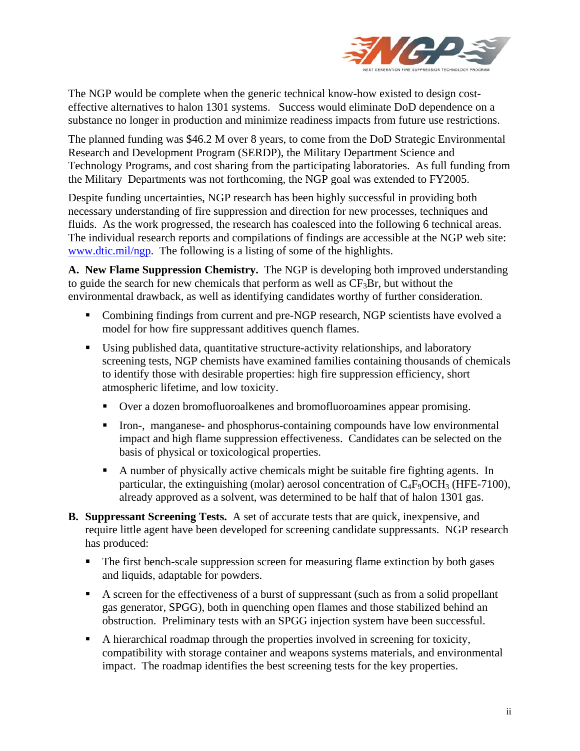The NGP would be complete when the generic technical know-how existed to design cost-effective alternatives to halon 1301 systems. Success would eliminate DoD dependence on a substance no longer in production and minimize readiness impacts from future use restrictions.

The planned funding was $46.2 M over 8 years, to come from the DoD Strategic Environmental Research and Development Program (SERDP), the Military Department Science and Technology Programs, and cost sharing from the participating laboratories. As full funding from the Military Departments was not forthcoming, the NGP goal was extended to FY2005.

Despite funding uncertainties, NGP research has been highly successful in providing both necessary understanding of fire suppression and direction for new processes, techniques and fluids. As the work progressed, the research has coalesced into the following 6 technical areas. The individual research reports and compilations of findings are accessible at the NGP web site: www.dtic.mil/ngp. The following is a listing of some of the highlights.

**A. New Flame Suppression Chemistry.** The NGP is developing both improved understanding to guide the search for new chemicals that perform as well as $CF_3Br$, but without the environmental drawback, as well as identifying candidates worthy of further consideration.

- Combining findings from current and pre-NGP research, NGP scientists have evolved a model for how fire suppressant additives quench flames.
- Using published data, quantitative structure-activity relationships, and laboratory screening tests, NGP chemists have examined families containing thousands of chemicals to identify those with desirable properties: high fire suppression efficiency, short atmospheric lifetime, and low toxicity.
  - Over a dozen bromofluoroalkenes and bromofluoroamines appear promising.
  - Iron-, manganese- and phosphorus-containing compounds have low environmental impact and high flame suppression effectiveness. Candidates can be selected on the basis of physical or toxicological properties.
  - A number of physically active chemicals might be suitable fire fighting agents. In particular, the extinguishing (molar) aerosol concentration of $C_4F_9OCH_3$ (HFE-7100), already approved as a solvent, was determined to be half that of halon 1301 gas.

**B. Suppressant Screening Tests.** A set of accurate tests that are quick, inexpensive, and require little agent have been developed for screening candidate suppressants. NGP research has produced:

- The first bench-scale suppression screen for measuring flame extinction by both gases and liquids, adaptable for powders.
- A screen for the effectiveness of a burst of suppressant (such as from a solid propellant gas generator, SPGG), both in quenching open flames and those stabilized behind an obstruction. Preliminary tests with an SPGG injection system have been successful.
- A hierarchical roadmap through the properties involved in screening for toxicity, compatibility with storage container and weapons systems materials, and environmental impact. The roadmap identifies the best screening tests for the key properties.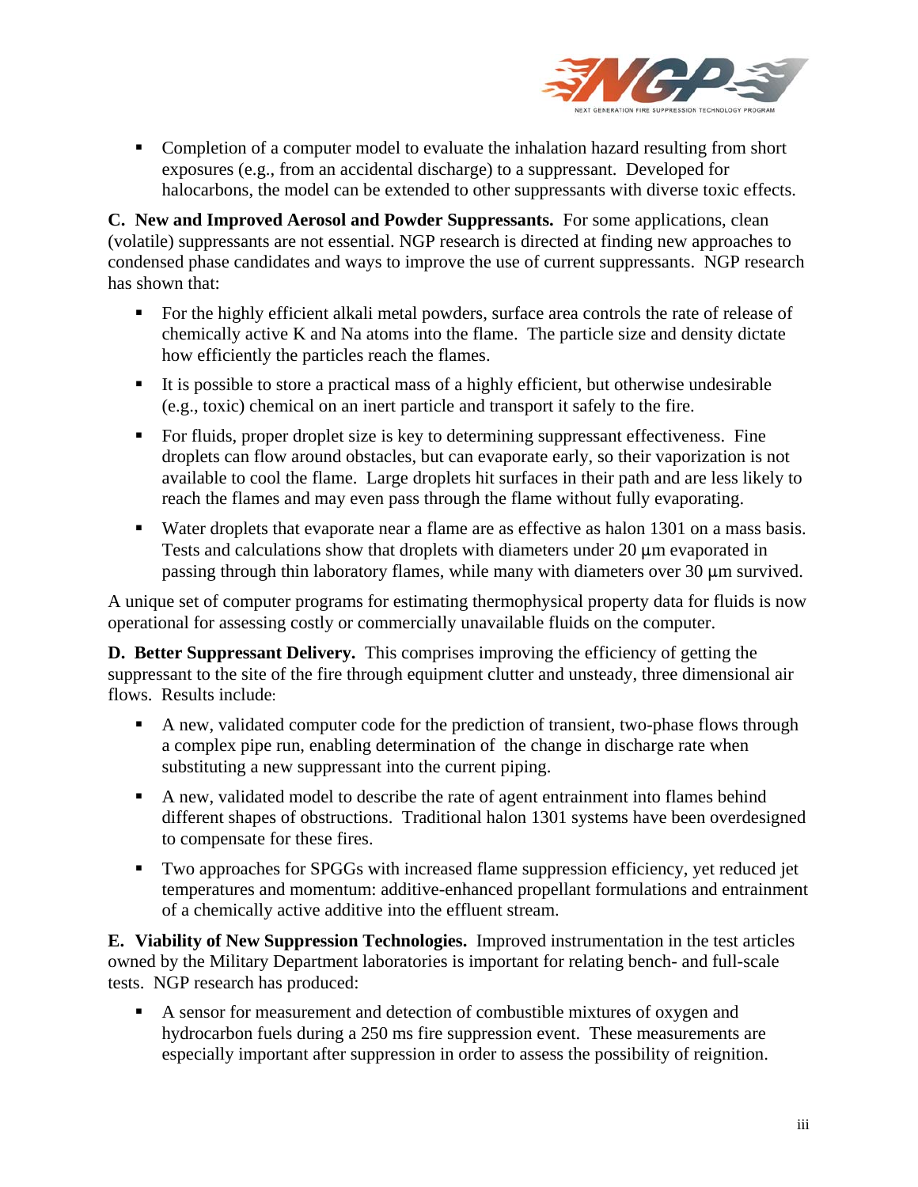- Completion of a computer model to evaluate the inhalation hazard resulting from short exposures (e.g., from an accidental discharge) to a suppressant. Developed for halocarbons, the model can be extended to other suppressants with diverse toxic effects.

**C. New and Improved Aerosol and Powder Suppressants.** For some applications, clean (volatile) suppressants are not essential. NGP research is directed at finding new approaches to condensed phase candidates and ways to improve the use of current suppressants. NGP research has shown that:

- For the highly efficient alkali metal powders, surface area controls the rate of release of chemically active K and Na atoms into the flame. The particle size and density dictate how efficiently the particles reach the flames.
- It is possible to store a practical mass of a highly efficient, but otherwise undesirable (e.g., toxic) chemical on an inert particle and transport it safely to the fire.
- For fluids, proper droplet size is key to determining suppressant effectiveness. Fine droplets can flow around obstacles, but can evaporate early, so their vaporization is not available to cool the flame. Large droplets hit surfaces in their path and are less likely to reach the flames and may even pass through the flame without fully evaporating.
- Water droplets that evaporate near a flame are as effective as halon 1301 on a mass basis. Tests and calculations show that droplets with diameters under 20 μm evaporated in passing through thin laboratory flames, while many with diameters over 30 μm survived.

A unique set of computer programs for estimating thermophysical property data for fluids is now operational for assessing costly or commercially unavailable fluids on the computer.

**D. Better Suppressant Delivery.** This comprises improving the efficiency of getting the suppressant to the site of the fire through equipment clutter and unsteady, three dimensional air flows. Results include:

- A new, validated computer code for the prediction of transient, two-phase flows through a complex pipe run, enabling determination of the change in discharge rate when substituting a new suppressant into the current piping.
- A new, validated model to describe the rate of agent entrainment into flames behind different shapes of obstructions. Traditional halon 1301 systems have been overdesigned to compensate for these fires.
- Two approaches for SPGGs with increased flame suppression efficiency, yet reduced jet temperatures and momentum: additive-enhanced propellant formulations and entrainment of a chemically active additive into the effluent stream.

**E. Viability of New Suppression Technologies.** Improved instrumentation in the test articles owned by the Military Department laboratories is important for relating bench- and full-scale tests. NGP research has produced:

- A sensor for measurement and detection of combustible mixtures of oxygen and hydrocarbon fuels during a 250 ms fire suppression event. These measurements are especially important after suppression in order to assess the possibility of reignition.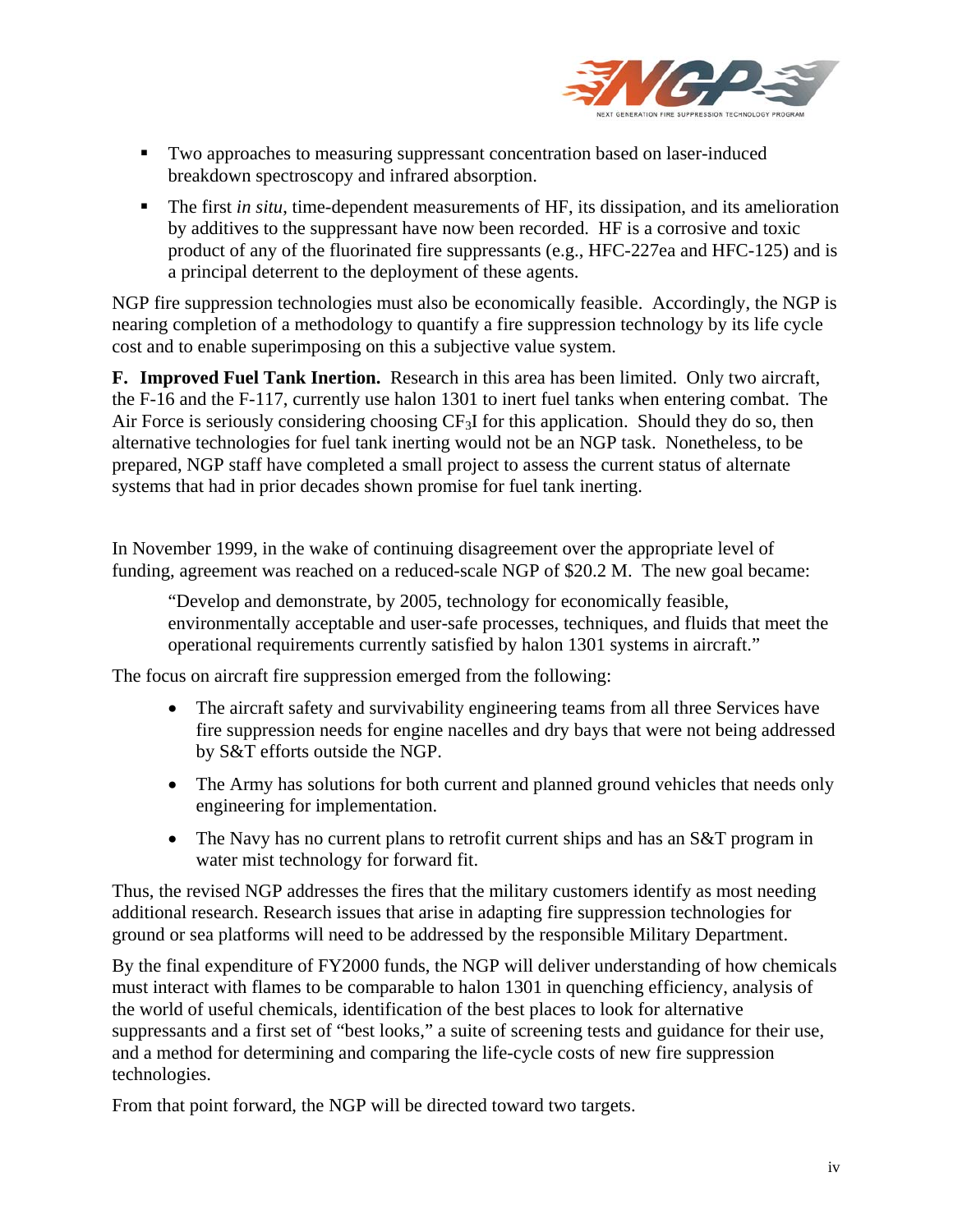- Two approaches to measuring suppressant concentration based on laser-induced breakdown spectroscopy and infrared absorption.
- The first *in situ*, time-dependent measurements of HF, its dissipation, and its amelioration by additives to the suppressant have now been recorded. HF is a corrosive and toxic product of any of the fluorinated fire suppressants (e.g., HFC-227ea and HFC-125) and is a principal deterrent to the deployment of these agents.

NGP fire suppression technologies must also be economically feasible. Accordingly, the NGP is nearing completion of a methodology to quantify a fire suppression technology by its life cycle cost and to enable superimposing on this a subjective value system.

**F. Improved Fuel Tank Inertion.** Research in this area has been limited. Only two aircraft, the F-16 and the F-117, currently use halon 1301 to inert fuel tanks when entering combat. The Air Force is seriously considering choosing $CF_3I$ for this application. Should they do so, then alternative technologies for fuel tank inerting would not be an NGP task. Nonetheless, to be prepared, NGP staff have completed a small project to assess the current status of alternate systems that had in prior decades shown promise for fuel tank inerting.

In November 1999, in the wake of continuing disagreement over the appropriate level of funding, agreement was reached on a reduced-scale NGP of $20.2 M. The new goal became:

> "Develop and demonstrate, by 2005, technology for economically feasible, environmentally acceptable and user-safe processes, techniques, and fluids that meet the operational requirements currently satisfied by halon 1301 systems in aircraft."

The focus on aircraft fire suppression emerged from the following:

- The aircraft safety and survivability engineering teams from all three Services have fire suppression needs for engine nacelles and dry bays that were not being addressed by S&T efforts outside the NGP.
- The Army has solutions for both current and planned ground vehicles that needs only engineering for implementation.
- The Navy has no current plans to retrofit current ships and has an S&T program in water mist technology for forward fit.

Thus, the revised NGP addresses the fires that the military customers identify as most needing additional research. Research issues that arise in adapting fire suppression technologies for ground or sea platforms will need to be addressed by the responsible Military Department.

By the final expenditure of FY2000 funds, the NGP will deliver understanding of how chemicals must interact with flames to be comparable to halon 1301 in quenching efficiency, analysis of the world of useful chemicals, identification of the best places to look for alternative suppressants and a first set of "best looks," a suite of screening tests and guidance for their use, and a method for determining and comparing the life-cycle costs of new fire suppression technologies.

From that point forward, the NGP will be directed toward two targets.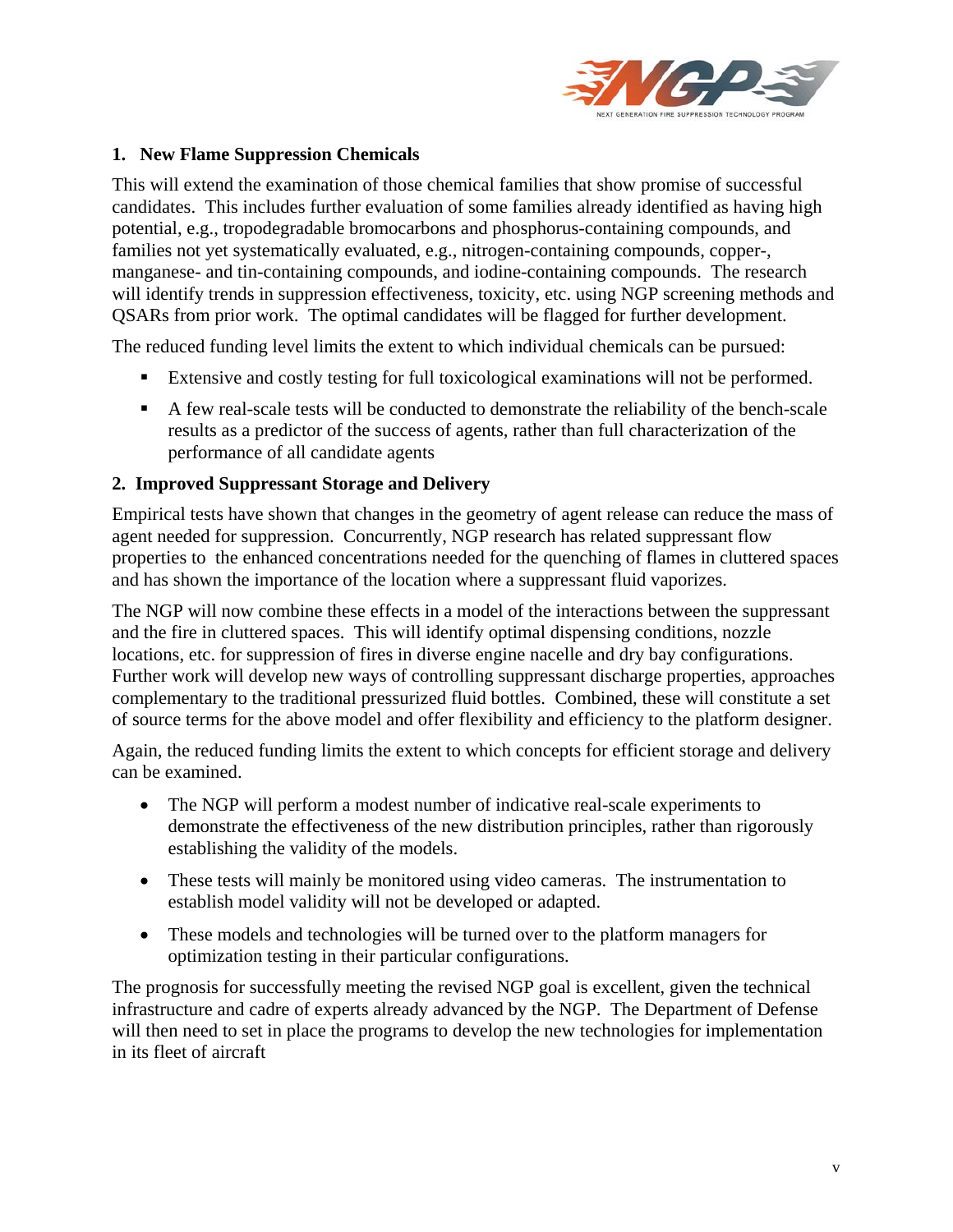## 1. New Flame Suppression Chemicals

This will extend the examination of those chemical families that show promise of successful candidates. This includes further evaluation of some families already identified as having high potential, e.g., tropodegradable bromocarbons and phosphorus-containing compounds, and families not yet systematically evaluated, e.g., nitrogen-containing compounds, copper-, manganese- and tin-containing compounds, and iodine-containing compounds. The research will identify trends in suppression effectiveness, toxicity, etc. using NGP screening methods and QSARs from prior work. The optimal candidates will be flagged for further development.

The reduced funding level limits the extent to which individual chemicals can be pursued:

- Extensive and costly testing for full toxicological examinations will not be performed.
- A few real-scale tests will be conducted to demonstrate the reliability of the bench-scale results as a predictor of the success of agents, rather than full characterization of the performance of all candidate agents

## 2. Improved Suppressant Storage and Delivery

Empirical tests have shown that changes in the geometry of agent release can reduce the mass of agent needed for suppression. Concurrently, NGP research has related suppressant flow properties to the enhanced concentrations needed for the quenching of flames in cluttered spaces and has shown the importance of the location where a suppressant fluid vaporizes.

The NGP will now combine these effects in a model of the interactions between the suppressant and the fire in cluttered spaces. This will identify optimal dispensing conditions, nozzle locations, etc. for suppression of fires in diverse engine nacelle and dry bay configurations. Further work will develop new ways of controlling suppressant discharge properties, approaches complementary to the traditional pressurized fluid bottles. Combined, these will constitute a set of source terms for the above model and offer flexibility and efficiency to the platform designer.

Again, the reduced funding limits the extent to which concepts for efficient storage and delivery can be examined.

- The NGP will perform a modest number of indicative real-scale experiments to demonstrate the effectiveness of the new distribution principles, rather than rigorously establishing the validity of the models.
- These tests will mainly be monitored using video cameras. The instrumentation to establish model validity will not be developed or adapted.
- These models and technologies will be turned over to the platform managers for optimization testing in their particular configurations.

The prognosis for successfully meeting the revised NGP goal is excellent, given the technical infrastructure and cadre of experts already advanced by the NGP. The Department of Defense will then need to set in place the programs to develop the new technologies for implementation in its fleet of aircraft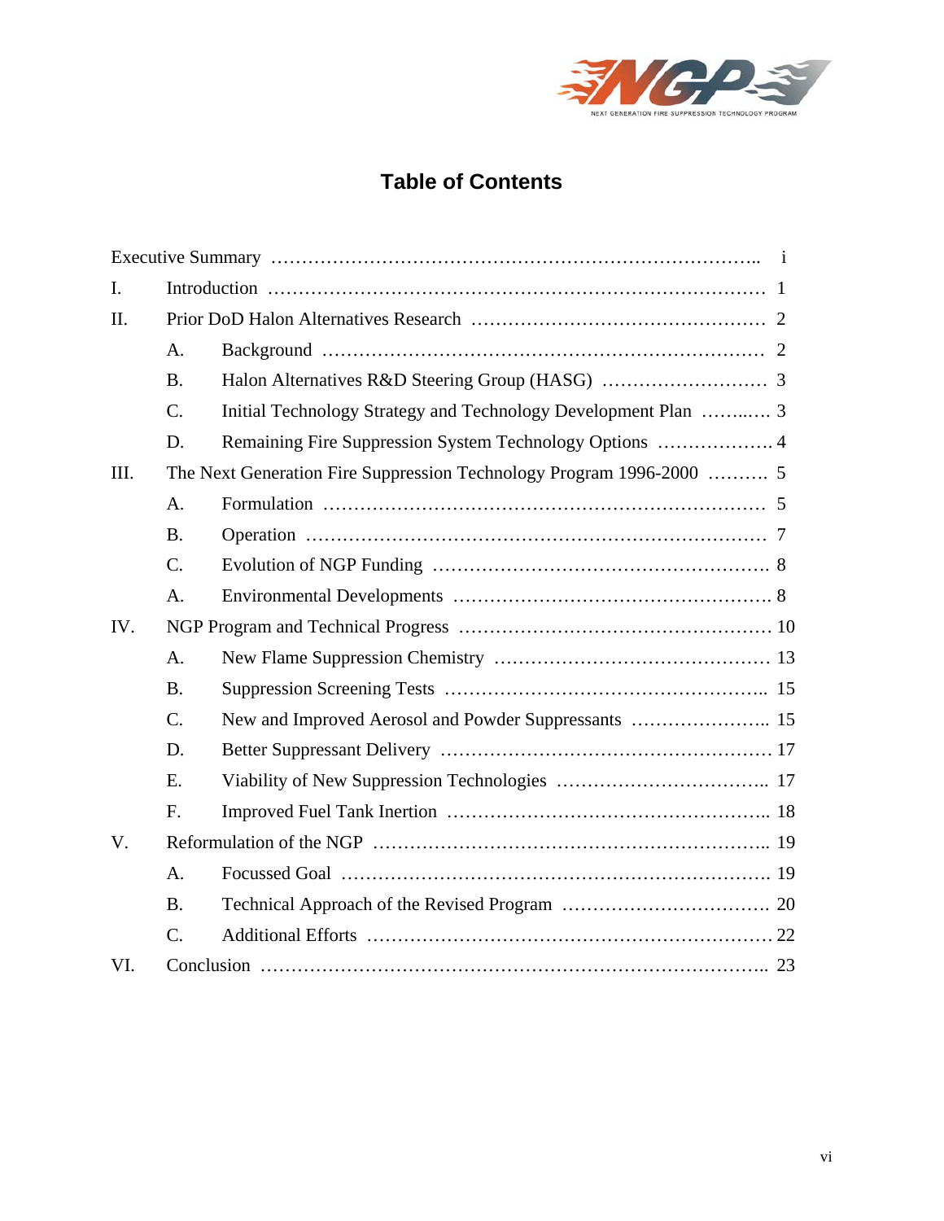# Table of Contents

| | | |
|---|---|---|
| Executive Summary | | i |
| I. | Introduction | 1 |
| II. | Prior DoD Halon Alternatives Research | 2 |
| | A. Background | 2 |
| | B. Halon Alternatives R&D Steering Group (HASG) | 3 |
| | C. Initial Technology Strategy and Technology Development Plan | 3 |
| | D. Remaining Fire Suppression System Technology Options | 4 |
| III. | The Next Generation Fire Suppression Technology Program 1996-2000 | 5 |
| | A. Formulation | 5 |
| | B. Operation | 7 |
| | C. Evolution of NGP Funding | 8 |
| | A. Environmental Developments | 8 |
| IV. | NGP Program and Technical Progress | 10 |
| | A. New Flame Suppression Chemistry | 13 |
| | B. Suppression Screening Tests | 15 |
| | C. New and Improved Aerosol and Powder Suppressants | 15 |
| | D. Better Suppressant Delivery | 17 |
| | E. Viability of New Suppression Technologies | 17 |
| | F. Improved Fuel Tank Inertion | 18 |
| V. | Reformulation of the NGP | 19 |
| | A. Focussed Goal | 19 |
| | B. Technical Approach of the Revised Program | 20 |
| | C. Additional Efforts | 22 |
| VI. | Conclusion | 23 |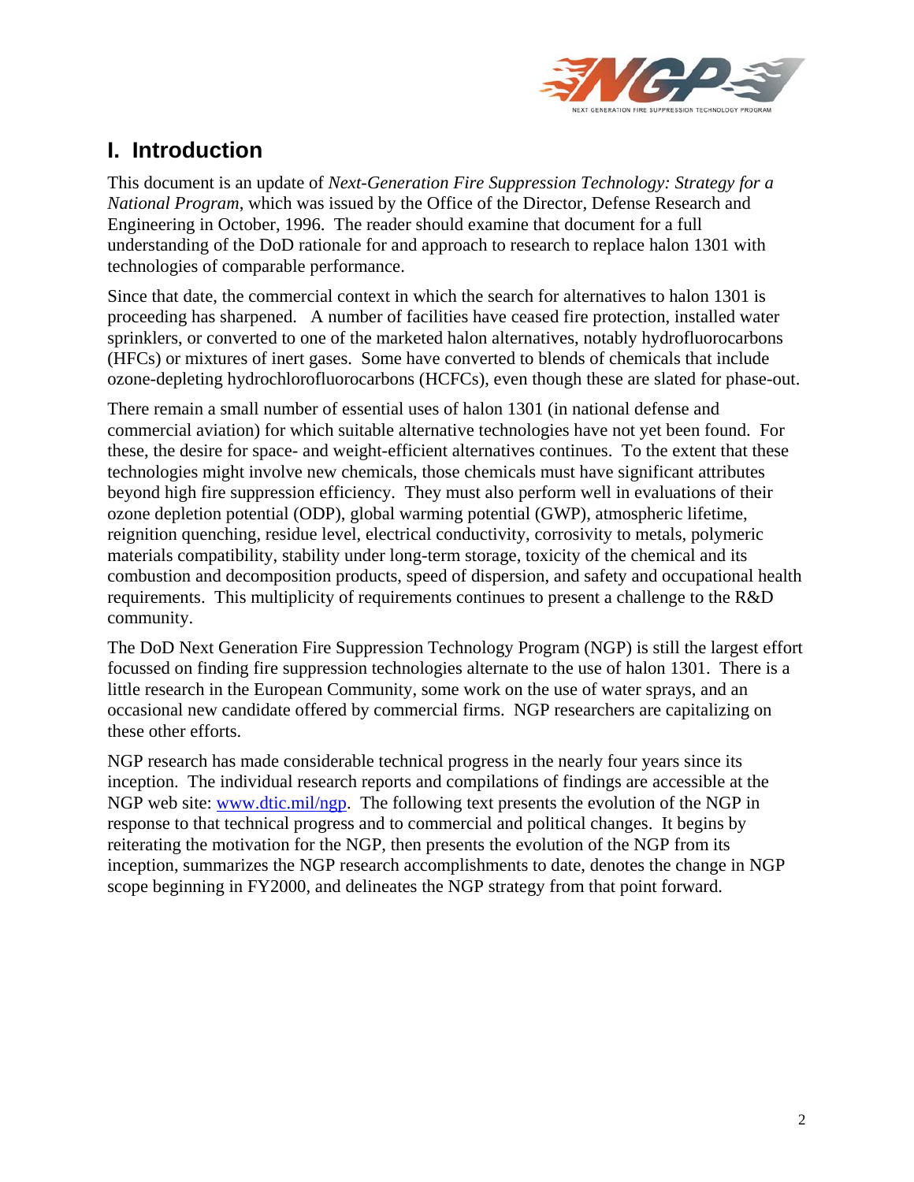# I. Introduction

This document is an update of *Next-Generation Fire Suppression Technology: Strategy for a National Program*, which was issued by the Office of the Director, Defense Research and Engineering in October, 1996. The reader should examine that document for a full understanding of the DoD rationale for and approach to research to replace halon 1301 with technologies of comparable performance.

Since that date, the commercial context in which the search for alternatives to halon 1301 is proceeding has sharpened. A number of facilities have ceased fire protection, installed water sprinklers, or converted to one of the marketed halon alternatives, notably hydrofluorocarbons (HFCs) or mixtures of inert gases. Some have converted to blends of chemicals that include ozone-depleting hydrochlorofluorocarbons (HCFCs), even though these are slated for phase-out.

There remain a small number of essential uses of halon 1301 (in national defense and commercial aviation) for which suitable alternative technologies have not yet been found. For these, the desire for space- and weight-efficient alternatives continues. To the extent that these technologies might involve new chemicals, those chemicals must have significant attributes beyond high fire suppression efficiency. They must also perform well in evaluations of their ozone depletion potential (ODP), global warming potential (GWP), atmospheric lifetime, reignition quenching, residue level, electrical conductivity, corrosivity to metals, polymeric materials compatibility, stability under long-term storage, toxicity of the chemical and its combustion and decomposition products, speed of dispersion, and safety and occupational health requirements. This multiplicity of requirements continues to present a challenge to the R&D community.

The DoD Next Generation Fire Suppression Technology Program (NGP) is still the largest effort focussed on finding fire suppression technologies alternate to the use of halon 1301. There is a little research in the European Community, some work on the use of water sprays, and an occasional new candidate offered by commercial firms. NGP researchers are capitalizing on these other efforts.

NGP research has made considerable technical progress in the nearly four years since its inception. The individual research reports and compilations of findings are accessible at the NGP web site: www.dtic.mil/ngp. The following text presents the evolution of the NGP in response to that technical progress and to commercial and political changes. It begins by reiterating the motivation for the NGP, then presents the evolution of the NGP from its inception, summarizes the NGP research accomplishments to date, denotes the change in NGP scope beginning in FY2000, and delineates the NGP strategy from that point forward.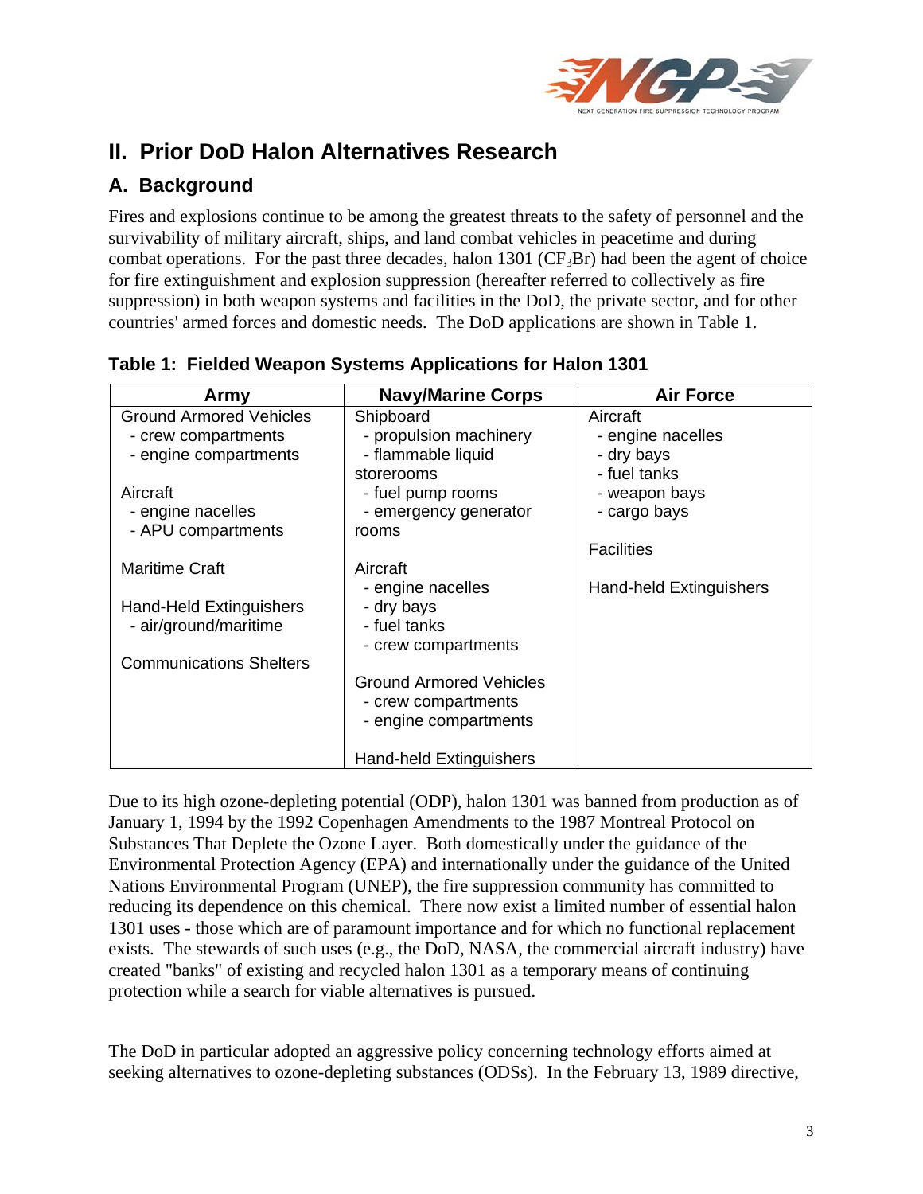# II. Prior DoD Halon Alternatives Research

## A. Background

Fires and explosions continue to be among the greatest threats to the safety of personnel and the survivability of military aircraft, ships, and land combat vehicles in peacetime and during combat operations. For the past three decades, halon 1301 ($CF_3Br$) had been the agent of choice for fire extinguishment and explosion suppression (hereafter referred to collectively as fire suppression) in both weapon systems and facilities in the DoD, the private sector, and for other countries' armed forces and domestic needs. The DoD applications are shown in Table 1.

**Table 1: Fielded Weapon Systems Applications for Halon 1301**

| Army | Navy/Marine Corps | Air Force |
|---|---|---|
| Ground Armored Vehicles<br>- crew compartments<br>- engine compartments<br><br>Aircraft<br>- engine nacelles<br>- APU compartments<br><br>Maritime Craft<br><br>Hand-Held Extinguishers<br>- air/ground/maritime<br><br>Communications Shelters | Shipboard<br>- propulsion machinery<br>- flammable liquid storerooms<br>- fuel pump rooms<br>- emergency generator rooms<br><br>Aircraft<br>- engine nacelles<br>- dry bays<br>- fuel tanks<br>- crew compartments<br><br>Ground Armored Vehicles<br>- crew compartments<br>- engine compartments<br><br>Hand-held Extinguishers | Aircraft<br>- engine nacelles<br>- dry bays<br>- fuel tanks<br>- weapon bays<br>- cargo bays<br><br>Facilities<br><br>Hand-held Extinguishers |

Due to its high ozone-depleting potential (ODP), halon 1301 was banned from production as of January 1, 1994 by the 1992 Copenhagen Amendments to the 1987 Montreal Protocol on Substances That Deplete the Ozone Layer. Both domestically under the guidance of the Environmental Protection Agency (EPA) and internationally under the guidance of the United Nations Environmental Program (UNEP), the fire suppression community has committed to reducing its dependence on this chemical. There now exist a limited number of essential halon 1301 uses - those which are of paramount importance and for which no functional replacement exists. The stewards of such uses (e.g., the DoD, NASA, the commercial aircraft industry) have created "banks" of existing and recycled halon 1301 as a temporary means of continuing protection while a search for viable alternatives is pursued.

The DoD in particular adopted an aggressive policy concerning technology efforts aimed at seeking alternatives to ozone-depleting substances (ODSs). In the February 13, 1989 directive,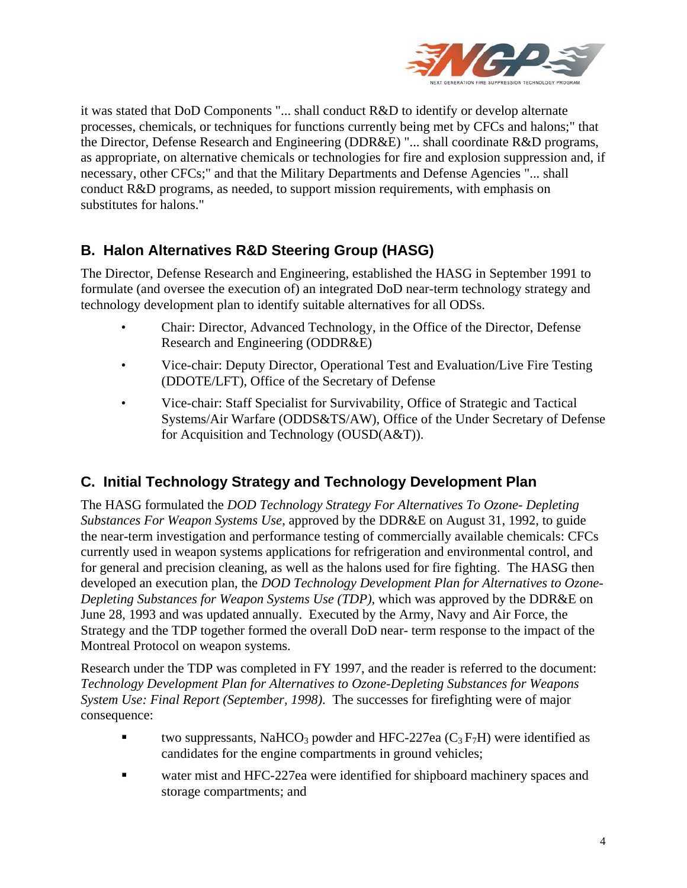it was stated that DoD Components "... shall conduct R&D to identify or develop alternate processes, chemicals, or techniques for functions currently being met by CFCs and halons;" that the Director, Defense Research and Engineering (DDR&E) "... shall coordinate R&D programs, as appropriate, on alternative chemicals or technologies for fire and explosion suppression and, if necessary, other CFCs;" and that the Military Departments and Defense Agencies "... shall conduct R&D programs, as needed, to support mission requirements, with emphasis on substitutes for halons."

## B. Halon Alternatives R&D Steering Group (HASG)

The Director, Defense Research and Engineering, established the HASG in September 1991 to formulate (and oversee the execution of) an integrated DoD near-term technology strategy and technology development plan to identify suitable alternatives for all ODSs.

- Chair: Director, Advanced Technology, in the Office of the Director, Defense Research and Engineering (ODDR&E)
- Vice-chair: Deputy Director, Operational Test and Evaluation/Live Fire Testing (DDOTE/LFT), Office of the Secretary of Defense
- Vice-chair: Staff Specialist for Survivability, Office of Strategic and Tactical Systems/Air Warfare (ODDS&TS/AW), Office of the Under Secretary of Defense for Acquisition and Technology (OUSD(A&T)).

## C. Initial Technology Strategy and Technology Development Plan

The HASG formulated the *DOD Technology Strategy For Alternatives To Ozone- Depleting Substances For Weapon Systems Use*, approved by the DDR&E on August 31, 1992, to guide the near-term investigation and performance testing of commercially available chemicals: CFCs currently used in weapon systems applications for refrigeration and environmental control, and for general and precision cleaning, as well as the halons used for fire fighting. The HASG then developed an execution plan, the *DOD Technology Development Plan for Alternatives to Ozone-Depleting Substances for Weapon Systems Use (TDP),* which was approved by the DDR&E on June 28, 1993 and was updated annually. Executed by the Army, Navy and Air Force, the Strategy and the TDP together formed the overall DoD near- term response to the impact of the Montreal Protocol on weapon systems.

Research under the TDP was completed in FY 1997, and the reader is referred to the document: *Technology Development Plan for Alternatives to Ozone-Depleting Substances for Weapons System Use: Final Report (September, 1998)*. The successes for firefighting were of major consequence:

- two suppressants, $NaHCO_3$ powder and HFC-227ea ($C_3F_7H$) were identified as candidates for the engine compartments in ground vehicles;
- water mist and HFC-227ea were identified for shipboard machinery spaces and storage compartments; and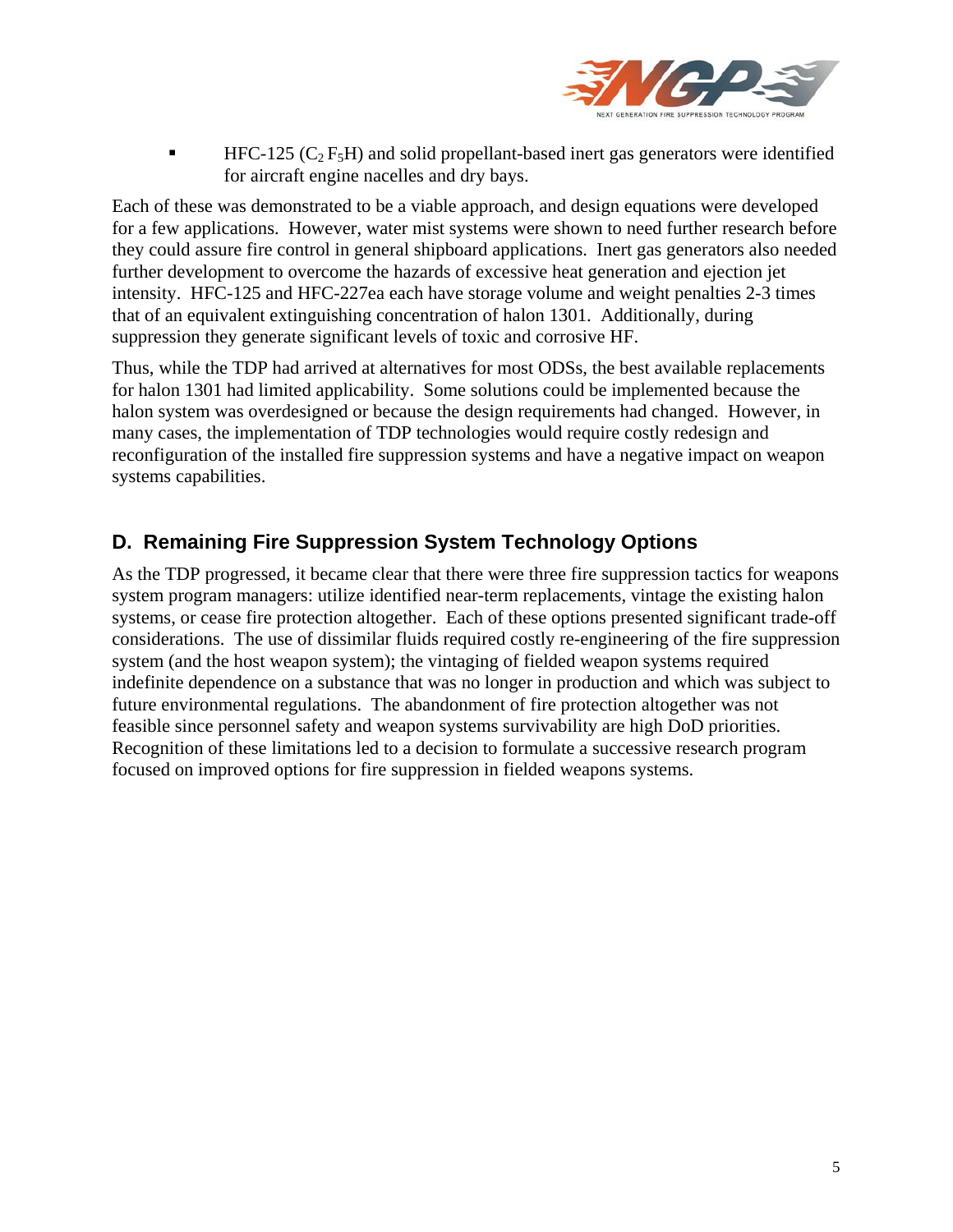- HFC-125 ($C_2F_5H$) and solid propellant-based inert gas generators were identified for aircraft engine nacelles and dry bays.

Each of these was demonstrated to be a viable approach, and design equations were developed for a few applications. However, water mist systems were shown to need further research before they could assure fire control in general shipboard applications. Inert gas generators also needed further development to overcome the hazards of excessive heat generation and ejection jet intensity. HFC-125 and HFC-227ea each have storage volume and weight penalties 2-3 times that of an equivalent extinguishing concentration of halon 1301. Additionally, during suppression they generate significant levels of toxic and corrosive HF.

Thus, while the TDP had arrived at alternatives for most ODSs, the best available replacements for halon 1301 had limited applicability. Some solutions could be implemented because the halon system was overdesigned or because the design requirements had changed. However, in many cases, the implementation of TDP technologies would require costly redesign and reconfiguration of the installed fire suppression systems and have a negative impact on weapon systems capabilities.

## D. Remaining Fire Suppression System Technology Options

As the TDP progressed, it became clear that there were three fire suppression tactics for weapons system program managers: utilize identified near-term replacements, vintage the existing halon systems, or cease fire protection altogether. Each of these options presented significant trade-off considerations. The use of dissimilar fluids required costly re-engineering of the fire suppression system (and the host weapon system); the vintaging of fielded weapon systems required indefinite dependence on a substance that was no longer in production and which was subject to future environmental regulations. The abandonment of fire protection altogether was not feasible since personnel safety and weapon systems survivability are high DoD priorities. Recognition of these limitations led to a decision to formulate a successive research program focused on improved options for fire suppression in fielded weapons systems.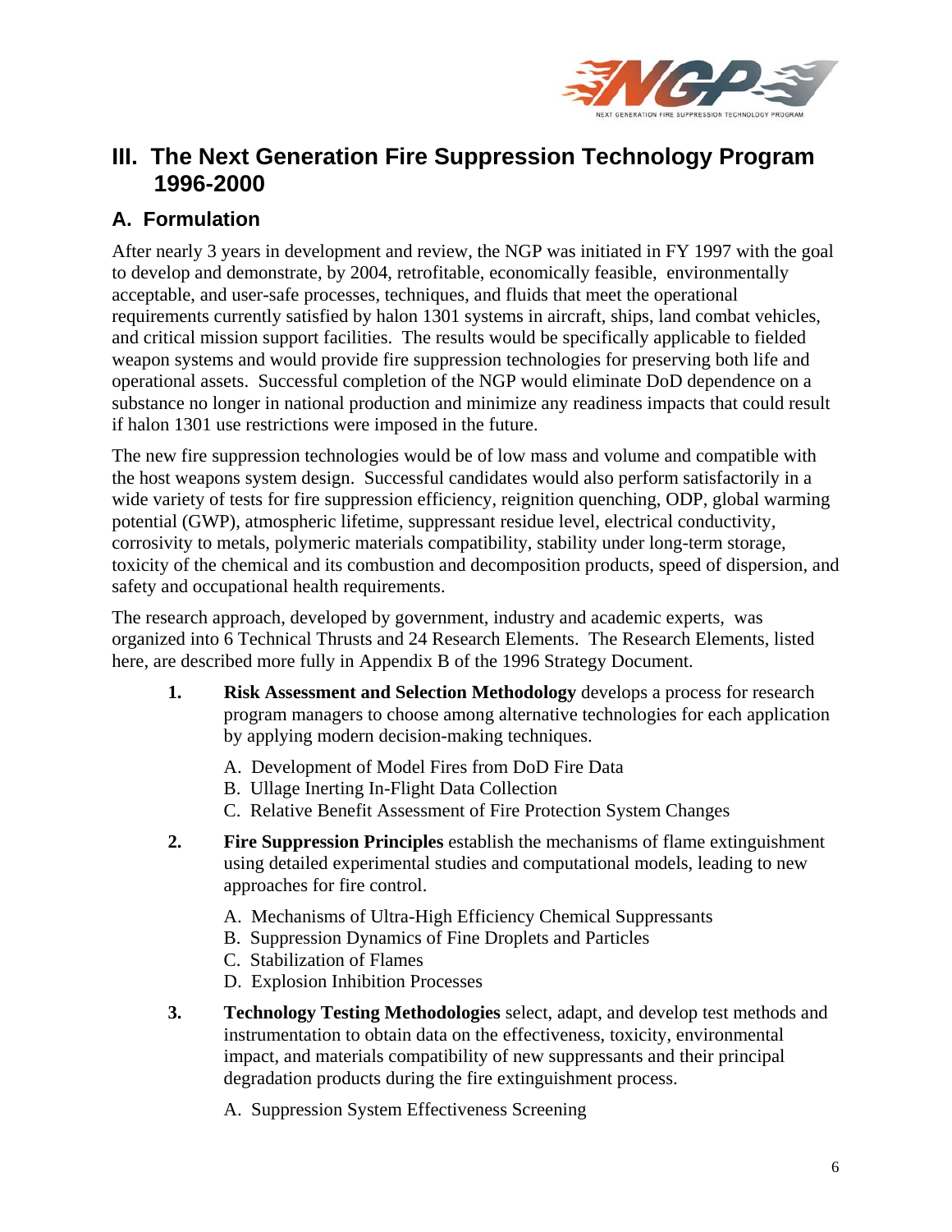## III. The Next Generation Fire Suppression Technology Program 1996-2000

### A. Formulation

After nearly 3 years in development and review, the NGP was initiated in FY 1997 with the goal to develop and demonstrate, by 2004, retrofitable, economically feasible, environmentally acceptable, and user-safe processes, techniques, and fluids that meet the operational requirements currently satisfied by halon 1301 systems in aircraft, ships, land combat vehicles, and critical mission support facilities. The results would be specifically applicable to fielded weapon systems and would provide fire suppression technologies for preserving both life and operational assets. Successful completion of the NGP would eliminate DoD dependence on a substance no longer in national production and minimize any readiness impacts that could result if halon 1301 use restrictions were imposed in the future.

The new fire suppression technologies would be of low mass and volume and compatible with the host weapons system design. Successful candidates would also perform satisfactorily in a wide variety of tests for fire suppression efficiency, reignition quenching, ODP, global warming potential (GWP), atmospheric lifetime, suppressant residue level, electrical conductivity, corrosivity to metals, polymeric materials compatibility, stability under long-term storage, toxicity of the chemical and its combustion and decomposition products, speed of dispersion, and safety and occupational health requirements.

The research approach, developed by government, industry and academic experts, was organized into 6 Technical Thrusts and 24 Research Elements. The Research Elements, listed here, are described more fully in Appendix B of the 1996 Strategy Document.

1. **Risk Assessment and Selection Methodology** develops a process for research program managers to choose among alternative technologies for each application by applying modern decision-making techniques.

   A. Development of Model Fires from DoD Fire Data
   B. Ullage Inerting In-Flight Data Collection
   C. Relative Benefit Assessment of Fire Protection System Changes

2. **Fire Suppression Principles** establish the mechanisms of flame extinguishment using detailed experimental studies and computational models, leading to new approaches for fire control.

   A. Mechanisms of Ultra-High Efficiency Chemical Suppressants
   B. Suppression Dynamics of Fine Droplets and Particles
   C. Stabilization of Flames
   D. Explosion Inhibition Processes

3. **Technology Testing Methodologies** select, adapt, and develop test methods and instrumentation to obtain data on the effectiveness, toxicity, environmental impact, and materials compatibility of new suppressants and their principal degradation products during the fire extinguishment process.

   A. Suppression System Effectiveness Screening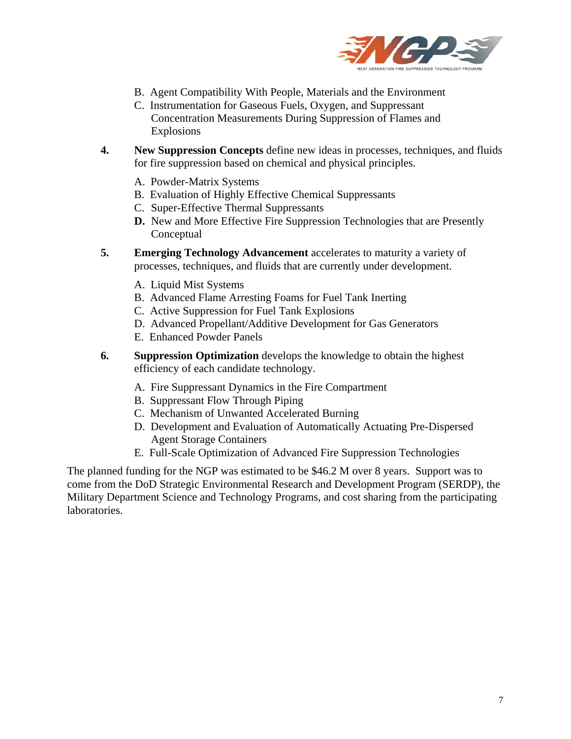B. Agent Compatibility With People, Materials and the Environment
C. Instrumentation for Gaseous Fuels, Oxygen, and Suppressant Concentration Measurements During Suppression of Flames and Explosions

4. **New Suppression Concepts** define new ideas in processes, techniques, and fluids for fire suppression based on chemical and physical principles.

   A. Powder-Matrix Systems
   B. Evaluation of Highly Effective Chemical Suppressants
   C. Super-Effective Thermal Suppressants
   **D.** New and More Effective Fire Suppression Technologies that are Presently Conceptual

5. **Emerging Technology Advancement** accelerates to maturity a variety of processes, techniques, and fluids that are currently under development.

   A. Liquid Mist Systems
   B. Advanced Flame Arresting Foams for Fuel Tank Inerting
   C. Active Suppression for Fuel Tank Explosions
   D. Advanced Propellant/Additive Development for Gas Generators
   E. Enhanced Powder Panels

6. **Suppression Optimization** develops the knowledge to obtain the highest efficiency of each candidate technology.

   A. Fire Suppressant Dynamics in the Fire Compartment
   B. Suppressant Flow Through Piping
   C. Mechanism of Unwanted Accelerated Burning
   D. Development and Evaluation of Automatically Actuating Pre-Dispersed Agent Storage Containers
   E. Full-Scale Optimization of Advanced Fire Suppression Technologies

The planned funding for the NGP was estimated to be $46.2 M over 8 years. Support was to come from the DoD Strategic Environmental Research and Development Program (SERDP), the Military Department Science and Technology Programs, and cost sharing from the participating laboratories.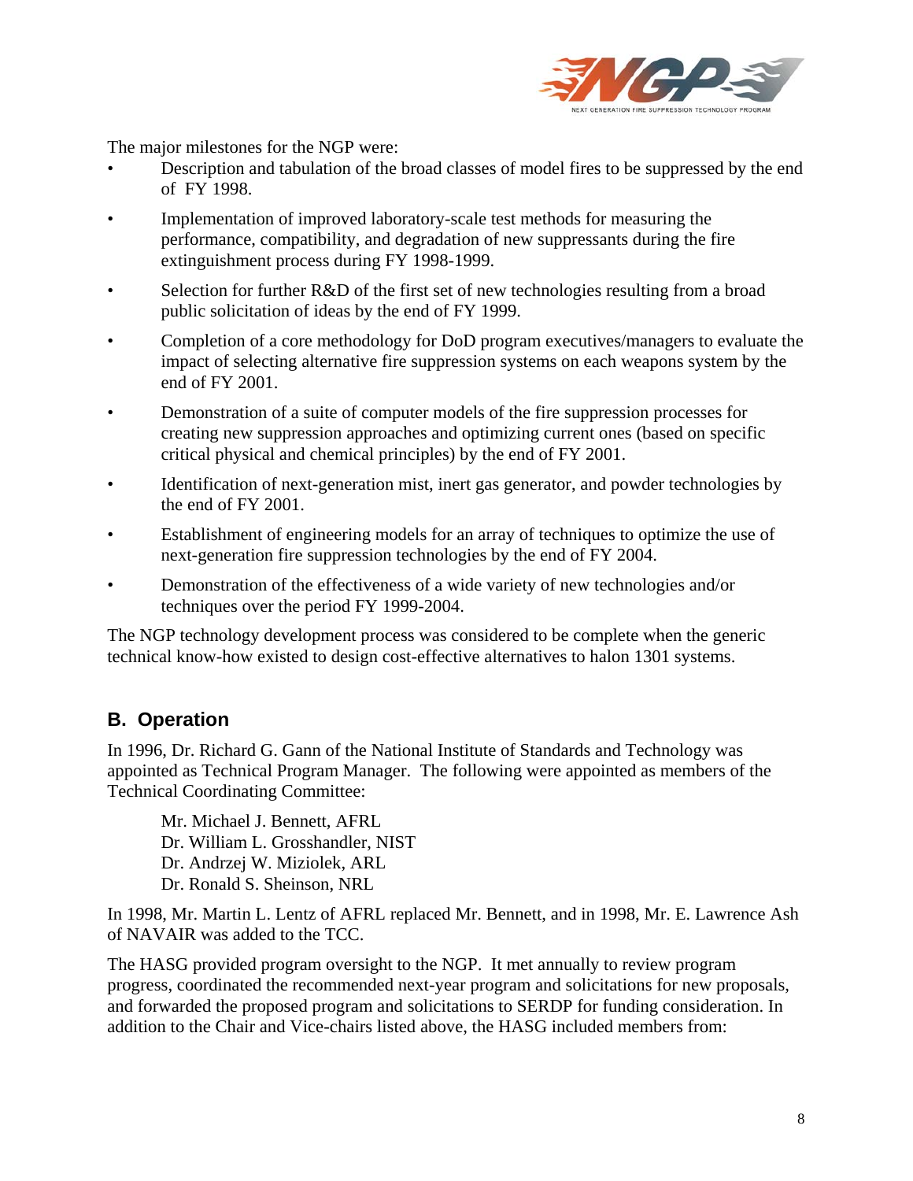The major milestones for the NGP were:

- Description and tabulation of the broad classes of model fires to be suppressed by the end of FY 1998.
- Implementation of improved laboratory-scale test methods for measuring the performance, compatibility, and degradation of new suppressants during the fire extinguishment process during FY 1998-1999.
- Selection for further R&D of the first set of new technologies resulting from a broad public solicitation of ideas by the end of FY 1999.
- Completion of a core methodology for DoD program executives/managers to evaluate the impact of selecting alternative fire suppression systems on each weapons system by the end of FY 2001.
- Demonstration of a suite of computer models of the fire suppression processes for creating new suppression approaches and optimizing current ones (based on specific critical physical and chemical principles) by the end of FY 2001.
- Identification of next-generation mist, inert gas generator, and powder technologies by the end of FY 2001.
- Establishment of engineering models for an array of techniques to optimize the use of next-generation fire suppression technologies by the end of FY 2004.
- Demonstration of the effectiveness of a wide variety of new technologies and/or techniques over the period FY 1999-2004.

The NGP technology development process was considered to be complete when the generic technical know-how existed to design cost-effective alternatives to halon 1301 systems.

## B. Operation

In 1996, Dr. Richard G. Gann of the National Institute of Standards and Technology was appointed as Technical Program Manager. The following were appointed as members of the Technical Coordinating Committee:

Mr. Michael J. Bennett, AFRL
Dr. William L. Grosshandler, NIST
Dr. Andrzej W. Miziolek, ARL
Dr. Ronald S. Sheinson, NRL

In 1998, Mr. Martin L. Lentz of AFRL replaced Mr. Bennett, and in 1998, Mr. E. Lawrence Ash of NAVAIR was added to the TCC.

The HASG provided program oversight to the NGP. It met annually to review program progress, coordinated the recommended next-year program and solicitations for new proposals, and forwarded the proposed program and solicitations to SERDP for funding consideration. In addition to the Chair and Vice-chairs listed above, the HASG included members from: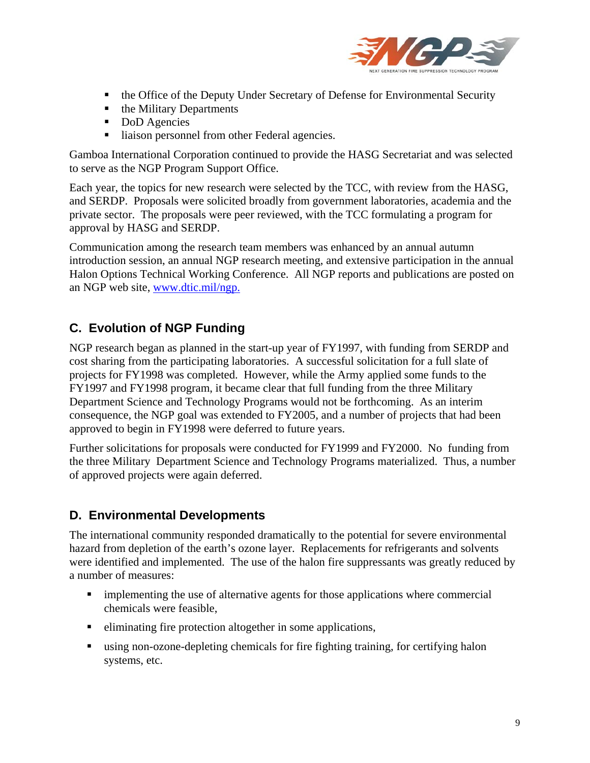- the Office of the Deputy Under Secretary of Defense for Environmental Security
- the Military Departments
- DoD Agencies
- liaison personnel from other Federal agencies.

Gamboa International Corporation continued to provide the HASG Secretariat and was selected to serve as the NGP Program Support Office.

Each year, the topics for new research were selected by the TCC, with review from the HASG, and SERDP. Proposals were solicited broadly from government laboratories, academia and the private sector. The proposals were peer reviewed, with the TCC formulating a program for approval by HASG and SERDP.

Communication among the research team members was enhanced by an annual autumn introduction session, an annual NGP research meeting, and extensive participation in the annual Halon Options Technical Working Conference. All NGP reports and publications are posted on an NGP web site, www.dtic.mil/ngp.

## C. Evolution of NGP Funding

NGP research began as planned in the start-up year of FY1997, with funding from SERDP and cost sharing from the participating laboratories. A successful solicitation for a full slate of projects for FY1998 was completed. However, while the Army applied some funds to the FY1997 and FY1998 program, it became clear that full funding from the three Military Department Science and Technology Programs would not be forthcoming. As an interim consequence, the NGP goal was extended to FY2005, and a number of projects that had been approved to begin in FY1998 were deferred to future years.

Further solicitations for proposals were conducted for FY1999 and FY2000. No funding from the three Military Department Science and Technology Programs materialized. Thus, a number of approved projects were again deferred.

## D. Environmental Developments

The international community responded dramatically to the potential for severe environmental hazard from depletion of the earth's ozone layer. Replacements for refrigerants and solvents were identified and implemented. The use of the halon fire suppressants was greatly reduced by a number of measures:

- implementing the use of alternative agents for those applications where commercial chemicals were feasible,
- eliminating fire protection altogether in some applications,
- using non-ozone-depleting chemicals for fire fighting training, for certifying halon systems, etc.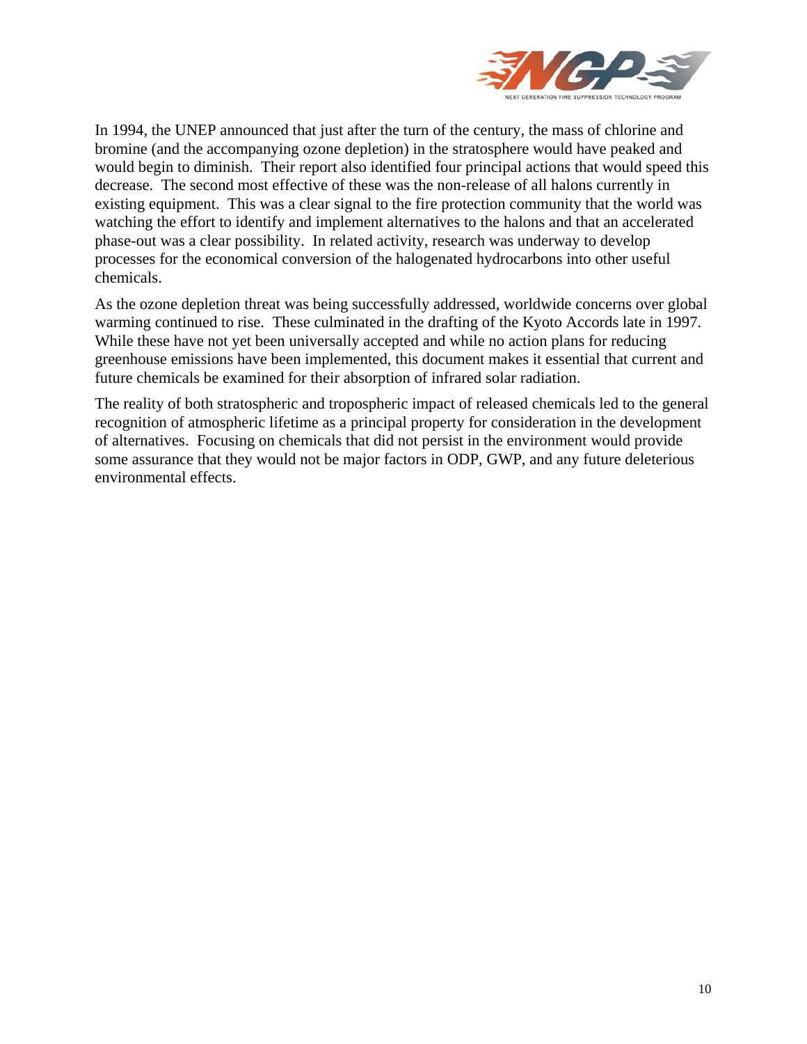In 1994, the UNEP announced that just after the turn of the century, the mass of chlorine and bromine (and the accompanying ozone depletion) in the stratosphere would have peaked and would begin to diminish. Their report also identified four principal actions that would speed this decrease. The second most effective of these was the non-release of all halons currently in existing equipment. This was a clear signal to the fire protection community that the world was watching the effort to identify and implement alternatives to the halons and that an accelerated phase-out was a clear possibility. In related activity, research was underway to develop processes for the economical conversion of the halogenated hydrocarbons into other useful chemicals.

As the ozone depletion threat was being successfully addressed, worldwide concerns over global warming continued to rise. These culminated in the drafting of the Kyoto Accords late in 1997. While these have not yet been universally accepted and while no action plans for reducing greenhouse emissions have been implemented, this document makes it essential that current and future chemicals be examined for their absorption of infrared solar radiation.

The reality of both stratospheric and tropospheric impact of released chemicals led to the general recognition of atmospheric lifetime as a principal property for consideration in the development of alternatives. Focusing on chemicals that did not persist in the environment would provide some assurance that they would not be major factors in ODP, GWP, and any future deleterious environmental effects.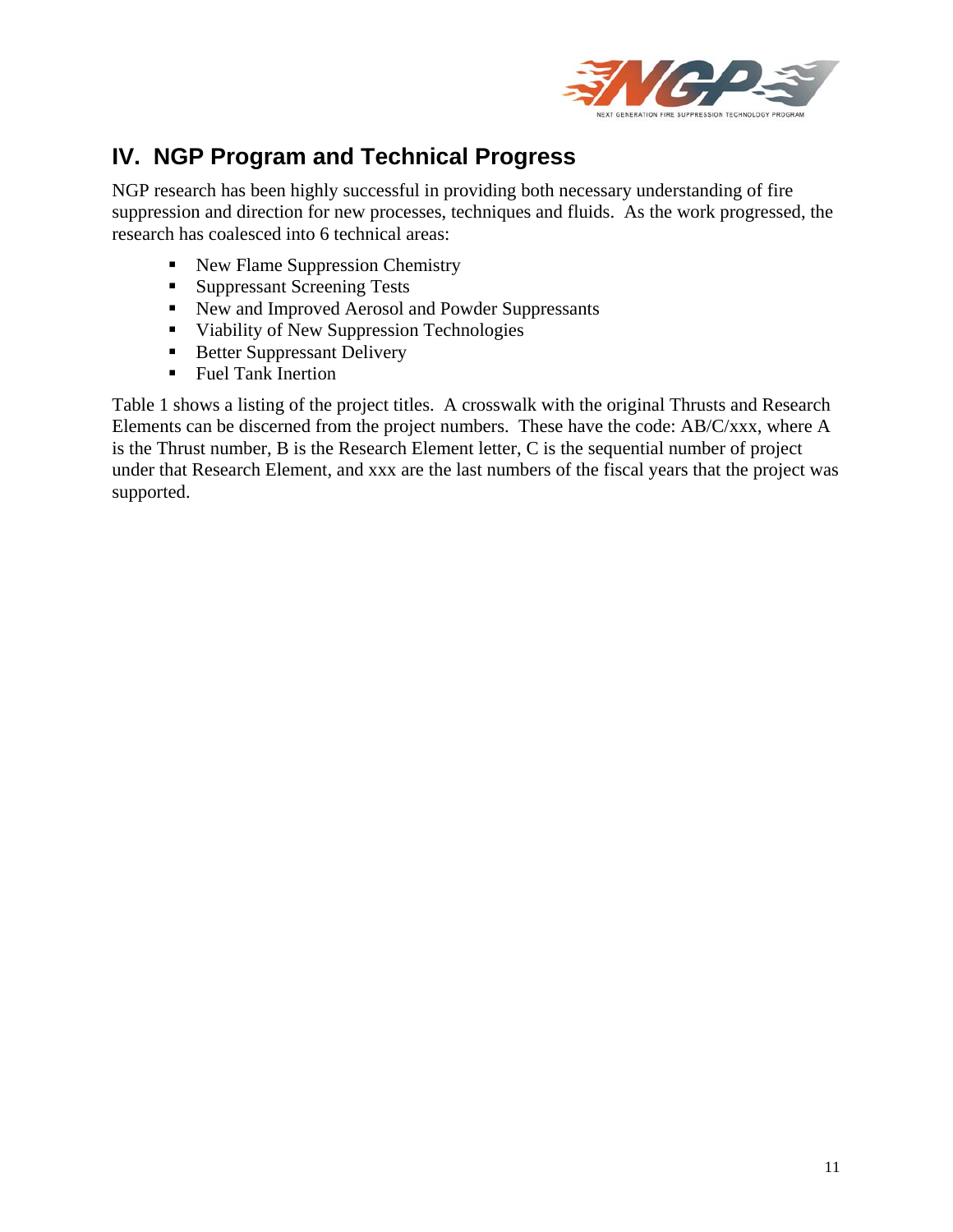# IV. NGP Program and Technical Progress

NGP research has been highly successful in providing both necessary understanding of fire suppression and direction for new processes, techniques and fluids. As the work progressed, the research has coalesced into 6 technical areas:

- New Flame Suppression Chemistry
- Suppressant Screening Tests
- New and Improved Aerosol and Powder Suppressants
- Viability of New Suppression Technologies
- Better Suppressant Delivery
- Fuel Tank Inertion

Table 1 shows a listing of the project titles. A crosswalk with the original Thrusts and Research Elements can be discerned from the project numbers. These have the code: AB/C/xxx, where A is the Thrust number, B is the Research Element letter, C is the sequential number of project under that Research Element, and xxx are the last numbers of the fiscal years that the project was supported.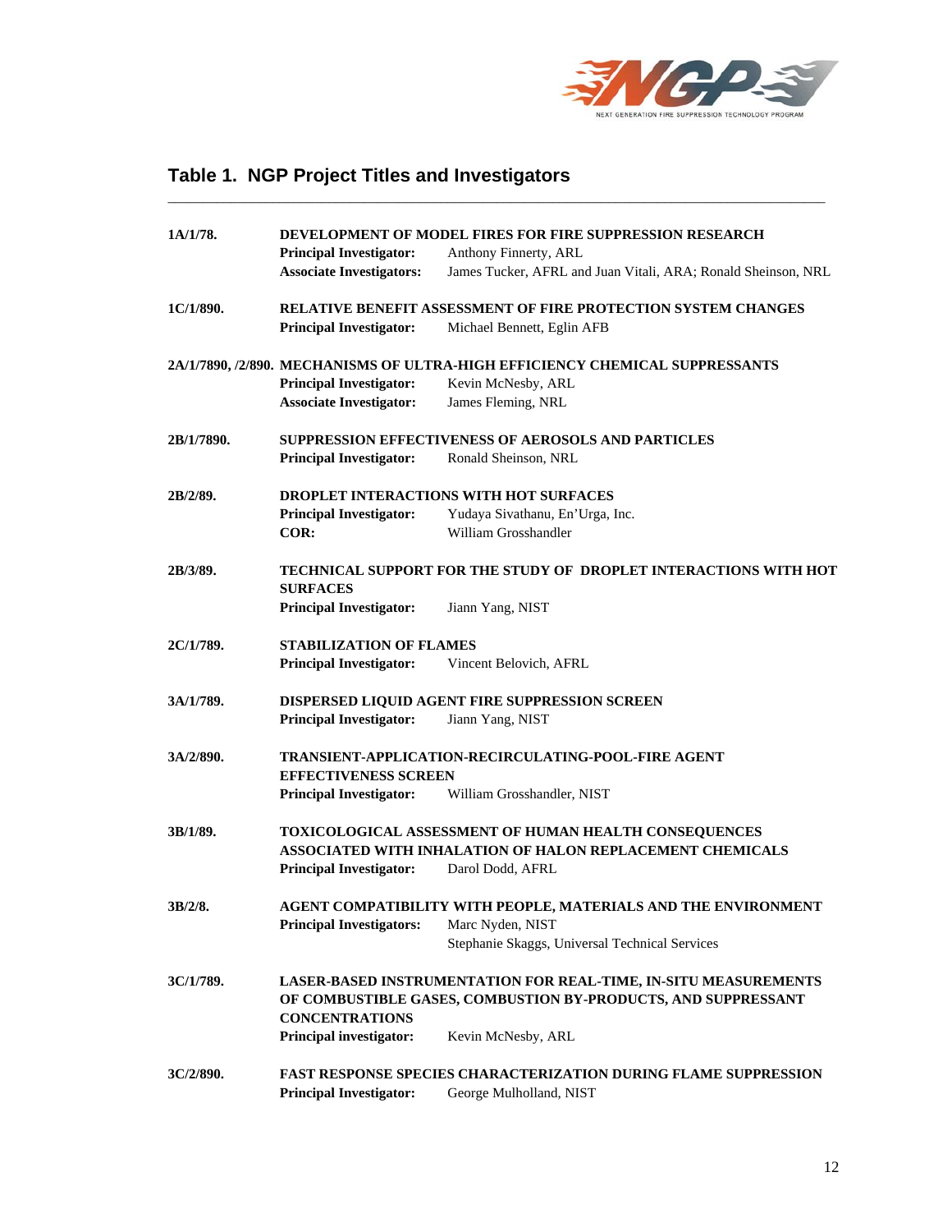## Table 1. NGP Project Titles and Investigators

---

**1A/1/78.** **DEVELOPMENT OF MODEL FIRES FOR FIRE SUPPRESSION RESEARCH**
**Principal Investigator:** Anthony Finnerty, ARL
**Associate Investigators:** James Tucker, AFRL and Juan Vitali, ARA; Ronald Sheinson, NRL

**1C/1/890.** **RELATIVE BENEFIT ASSESSMENT OF FIRE PROTECTION SYSTEM CHANGES**
**Principal Investigator:** Michael Bennett, Eglin AFB

**2A/1/7890, /2/890.** **MECHANISMS OF ULTRA-HIGH EFFICIENCY CHEMICAL SUPPRESSANTS**
**Principal Investigator:** Kevin McNesby, ARL
**Associate Investigator:** James Fleming, NRL

**2B/1/7890.** **SUPPRESSION EFFECTIVENESS OF AEROSOLS AND PARTICLES**
**Principal Investigator:** Ronald Sheinson, NRL

**2B/2/89.** **DROPLET INTERACTIONS WITH HOT SURFACES**
**Principal Investigator:** Yudaya Sivathanu, En'Urga, Inc.
**COR:** William Grosshandler

**2B/3/89.** **TECHNICAL SUPPORT FOR THE STUDY OF DROPLET INTERACTIONS WITH HOT SURFACES**
**Principal Investigator:** Jiann Yang, NIST

**2C/1/789.** **STABILIZATION OF FLAMES**
**Principal Investigator:** Vincent Belovich, AFRL

**3A/1/789.** **DISPERSED LIQUID AGENT FIRE SUPPRESSION SCREEN**
**Principal Investigator:** Jiann Yang, NIST

**3A/2/890.** **TRANSIENT-APPLICATION-RECIRCULATING-POOL-FIRE AGENT EFFECTIVENESS SCREEN**
**Principal Investigator:** William Grosshandler, NIST

**3B/1/89.** **TOXICOLOGICAL ASSESSMENT OF HUMAN HEALTH CONSEQUENCES ASSOCIATED WITH INHALATION OF HALON REPLACEMENT CHEMICALS**
**Principal Investigator:** Darol Dodd, AFRL

**3B/2/8.** **AGENT COMPATIBILITY WITH PEOPLE, MATERIALS AND THE ENVIRONMENT**
**Principal Investigators:** Marc Nyden, NIST
Stephanie Skaggs, Universal Technical Services

**3C/1/789.** **LASER-BASED INSTRUMENTATION FOR REAL-TIME, IN-SITU MEASUREMENTS OF COMBUSTIBLE GASES, COMBUSTION BY-PRODUCTS, AND SUPPRESSANT CONCENTRATIONS**
**Principal investigator:** Kevin McNesby, ARL

**3C/2/890.** **FAST RESPONSE SPECIES CHARACTERIZATION DURING FLAME SUPPRESSION**
**Principal Investigator:** George Mulholland, NIST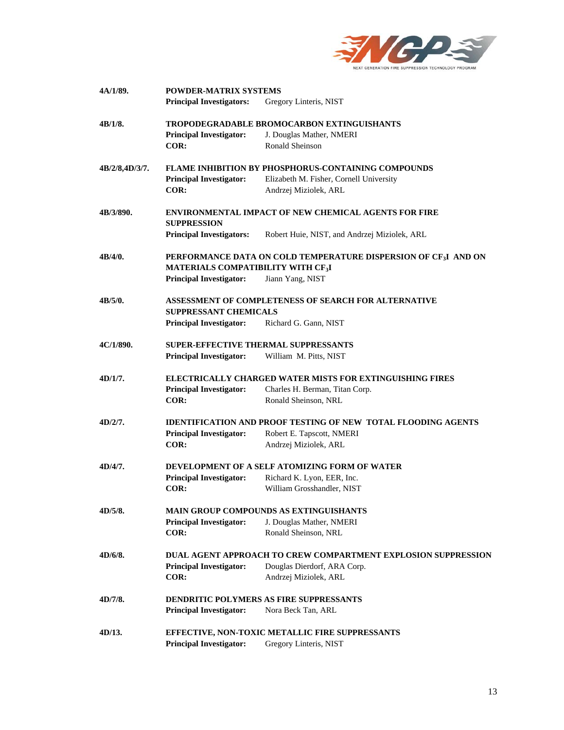**4A/1/89.** **POWDER-MATRIX SYSTEMS**
**Principal Investigators:** Gregory Linteris, NIST

**4B/1/8.** **TROPODEGRADABLE BROMOCARBON EXTINGUISHANTS**
**Principal Investigator:** J. Douglas Mather, NMERI
**COR:** Ronald Sheinson

**4B/2/8,4D/3/7.** **FLAME INHIBITION BY PHOSPHORUS-CONTAINING COMPOUNDS**
**Principal Investigator:** Elizabeth M. Fisher, Cornell University
**COR:** Andrzej Miziolek, ARL

**4B/3/890.** **ENVIRONMENTAL IMPACT OF NEW CHEMICAL AGENTS FOR FIRE SUPPRESSION**
**Principal Investigators:** Robert Huie, NIST, and Andrzej Miziolek, ARL

**4B/4/0.** **PERFORMANCE DATA ON COLD TEMPERATURE DISPERSION OF $CF_3I$ AND ON MATERIALS COMPATIBILITY WITH $CF_3I$**
**Principal Investigator:** Jiann Yang, NIST

**4B/5/0.** **ASSESSMENT OF COMPLETENESS OF SEARCH FOR ALTERNATIVE SUPPRESSANT CHEMICALS**
**Principal Investigator:** Richard G. Gann, NIST

**4C/1/890.** **SUPER-EFFECTIVE THERMAL SUPPRESSANTS**
**Principal Investigator:** William M. Pitts, NIST

**4D/1/7.** **ELECTRICALLY CHARGED WATER MISTS FOR EXTINGUISHING FIRES**
**Principal Investigator:** Charles H. Berman, Titan Corp.
**COR:** Ronald Sheinson, NRL

**4D/2/7.** **IDENTIFICATION AND PROOF TESTING OF NEW TOTAL FLOODING AGENTS**
**Principal Investigator:** Robert E. Tapscott, NMERI
**COR:** Andrzej Miziolek, ARL

**4D/4/7.** **DEVELOPMENT OF A SELF ATOMIZING FORM OF WATER**
**Principal Investigator:** Richard K. Lyon, EER, Inc.
**COR:** William Grosshandler, NIST

**4D/5/8.** **MAIN GROUP COMPOUNDS AS EXTINGUISHANTS**
**Principal Investigator:** J. Douglas Mather, NMERI
**COR:** Ronald Sheinson, NRL

**4D/6/8.** **DUAL AGENT APPROACH TO CREW COMPARTMENT EXPLOSION SUPPRESSION**
**Principal Investigator:** Douglas Dierdorf, ARA Corp.
**COR:** Andrzej Miziolek, ARL

**4D/7/8.** **DENDRITIC POLYMERS AS FIRE SUPPRESSANTS**
**Principal Investigator:** Nora Beck Tan, ARL

**4D/13.** **EFFECTIVE, NON-TOXIC METALLIC FIRE SUPPRESSANTS**
**Principal Investigator:** Gregory Linteris, NIST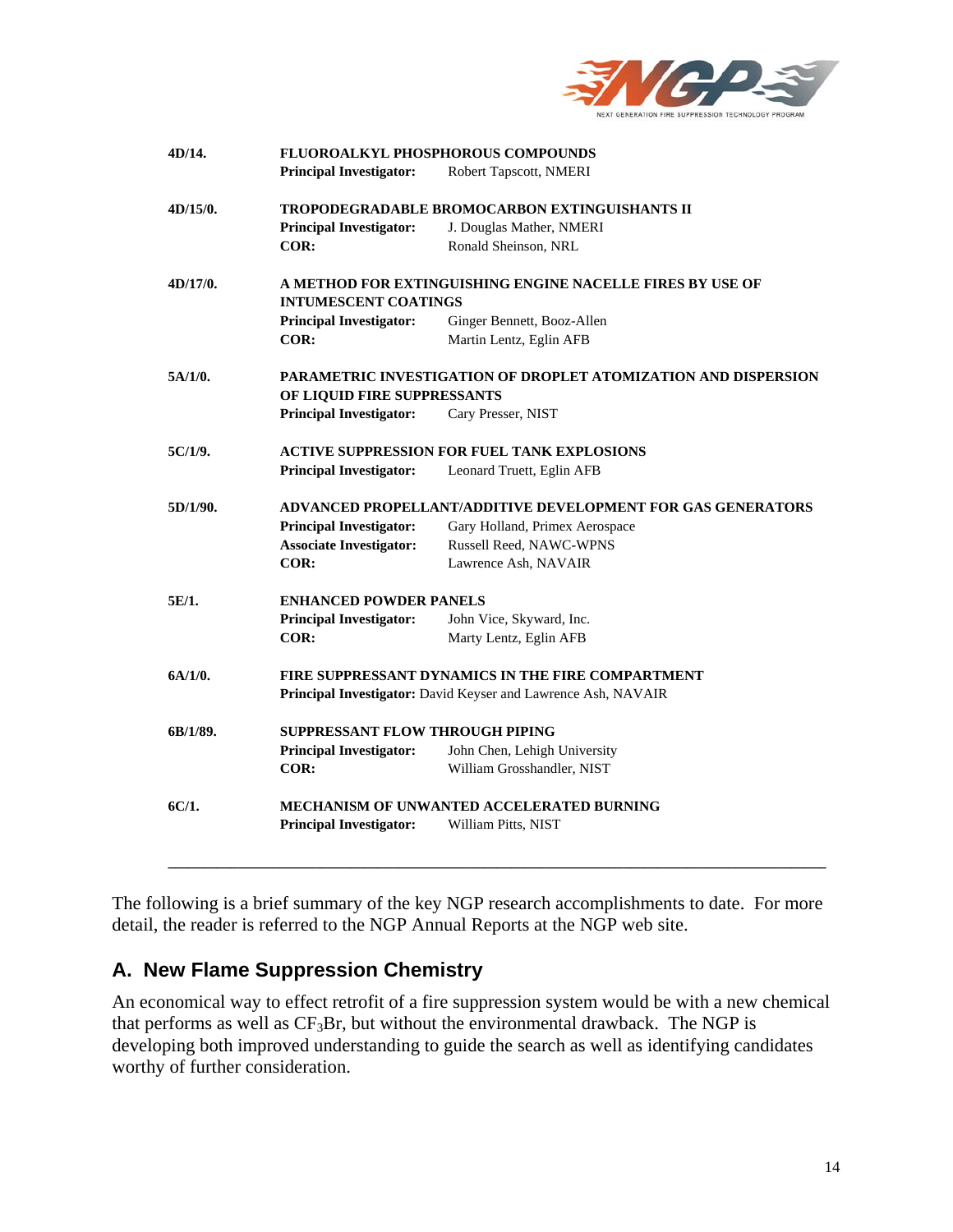**4D/14.** **FLUOROALKYL PHOSPHOROUS COMPOUNDS**
**Principal Investigator:** Robert Tapscott, NMERI

**4D/15/0.** **TROPODEGRADABLE BROMOCARBON EXTINGUISHANTS II**
**Principal Investigator:** J. Douglas Mather, NMERI
**COR:** Ronald Sheinson, NRL

**4D/17/0.** **A METHOD FOR EXTINGUISHING ENGINE NACELLE FIRES BY USE OF INTUMESCENT COATINGS**
**Principal Investigator:** Ginger Bennett, Booz-Allen
**COR:** Martin Lentz, Eglin AFB

**5A/1/0.** **PARAMETRIC INVESTIGATION OF DROPLET ATOMIZATION AND DISPERSION OF LIQUID FIRE SUPPRESSANTS**
**Principal Investigator:** Cary Presser, NIST

**5C/1/9.** **ACTIVE SUPPRESSION FOR FUEL TANK EXPLOSIONS**
**Principal Investigator:** Leonard Truett, Eglin AFB

**5D/1/90.** **ADVANCED PROPELLANT/ADDITIVE DEVELOPMENT FOR GAS GENERATORS**
**Principal Investigator:** Gary Holland, Primex Aerospace
**Associate Investigator:** Russell Reed, NAWC-WPNS
**COR:** Lawrence Ash, NAVAIR

**5E/1.** **ENHANCED POWDER PANELS**
**Principal Investigator:** John Vice, Skyward, Inc.
**COR:** Marty Lentz, Eglin AFB

**6A/1/0.** **FIRE SUPPRESSANT DYNAMICS IN THE FIRE COMPARTMENT**
**Principal Investigator:** David Keyser and Lawrence Ash, NAVAIR

**6B/1/89.** **SUPPRESSANT FLOW THROUGH PIPING**
**Principal Investigator:** John Chen, Lehigh University
**COR:** William Grosshandler, NIST

**6C/1.** **MECHANISM OF UNWANTED ACCELERATED BURNING**
**Principal Investigator:** William Pitts, NIST

---

The following is a brief summary of the key NGP research accomplishments to date. For more detail, the reader is referred to the NGP Annual Reports at the NGP web site.

## A. New Flame Suppression Chemistry

An economical way to effect retrofit of a fire suppression system would be with a new chemical that performs as well as $CF_3Br$, but without the environmental drawback. The NGP is developing both improved understanding to guide the search as well as identifying candidates worthy of further consideration.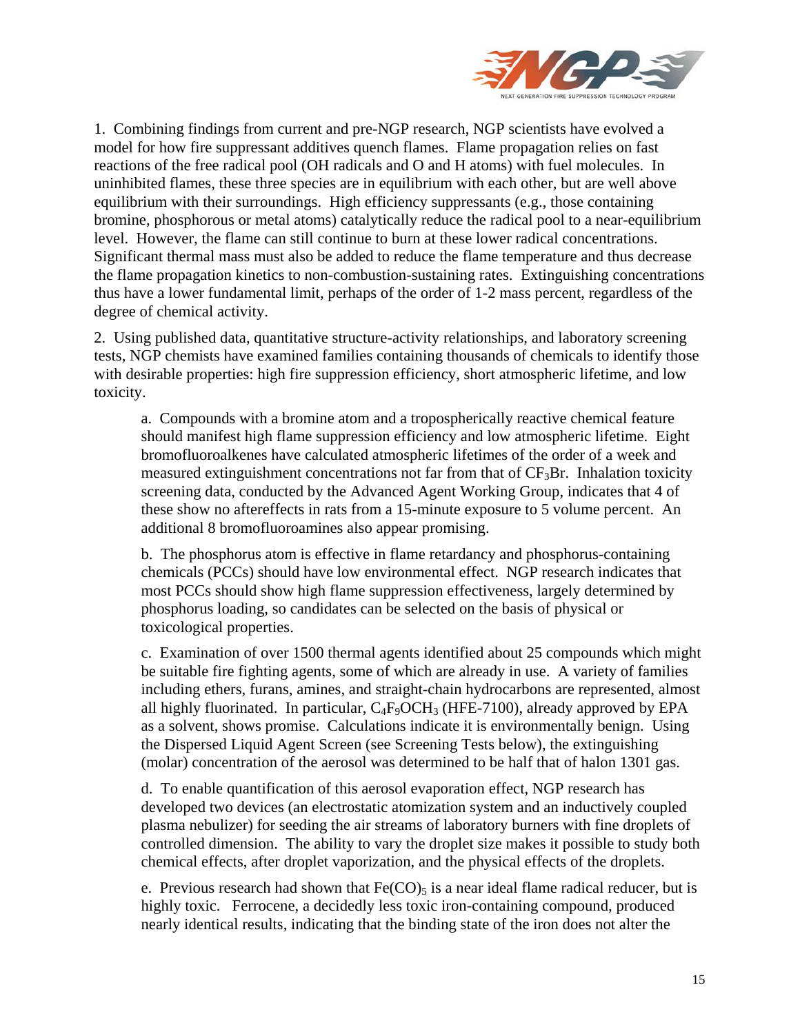1. Combining findings from current and pre-NGP research, NGP scientists have evolved a model for how fire suppressant additives quench flames. Flame propagation relies on fast reactions of the free radical pool (OH radicals and O and H atoms) with fuel molecules. In uninhibited flames, these three species are in equilibrium with each other, but are well above equilibrium with their surroundings. High efficiency suppressants (e.g., those containing bromine, phosphorous or metal atoms) catalytically reduce the radical pool to a near-equilibrium level. However, the flame can still continue to burn at these lower radical concentrations. Significant thermal mass must also be added to reduce the flame temperature and thus decrease the flame propagation kinetics to non-combustion-sustaining rates. Extinguishing concentrations thus have a lower fundamental limit, perhaps of the order of 1-2 mass percent, regardless of the degree of chemical activity.

2. Using published data, quantitative structure-activity relationships, and laboratory screening tests, NGP chemists have examined families containing thousands of chemicals to identify those with desirable properties: high fire suppression efficiency, short atmospheric lifetime, and low toxicity.

   a. Compounds with a bromine atom and a tropospherically reactive chemical feature should manifest high flame suppression efficiency and low atmospheric lifetime. Eight bromofluoroalkenes have calculated atmospheric lifetimes of the order of a week and measured extinguishment concentrations not far from that of $CF_3Br$. Inhalation toxicity screening data, conducted by the Advanced Agent Working Group, indicates that 4 of these show no aftereffects in rats from a 15-minute exposure to 5 volume percent. An additional 8 bromofluoroamines also appear promising.

   b. The phosphorus atom is effective in flame retardancy and phosphorus-containing chemicals (PCCs) should have low environmental effect. NGP research indicates that most PCCs should show high flame suppression effectiveness, largely determined by phosphorus loading, so candidates can be selected on the basis of physical or toxicological properties.

   c. Examination of over 1500 thermal agents identified about 25 compounds which might be suitable fire fighting agents, some of which are already in use. A variety of families including ethers, furans, amines, and straight-chain hydrocarbons are represented, almost all highly fluorinated. In particular, $C_4F_9OCH_3$ (HFE-7100), already approved by EPA as a solvent, shows promise. Calculations indicate it is environmentally benign. Using the Dispersed Liquid Agent Screen (see Screening Tests below), the extinguishing (molar) concentration of the aerosol was determined to be half that of halon 1301 gas.

   d. To enable quantification of this aerosol evaporation effect, NGP research has developed two devices (an electrostatic atomization system and an inductively coupled plasma nebulizer) for seeding the air streams of laboratory burners with fine droplets of controlled dimension. The ability to vary the droplet size makes it possible to study both chemical effects, after droplet vaporization, and the physical effects of the droplets.

   e. Previous research had shown that $Fe(CO)_5$ is a near ideal flame radical reducer, but is highly toxic. Ferrocene, a decidedly less toxic iron-containing compound, produced nearly identical results, indicating that the binding state of the iron does not alter the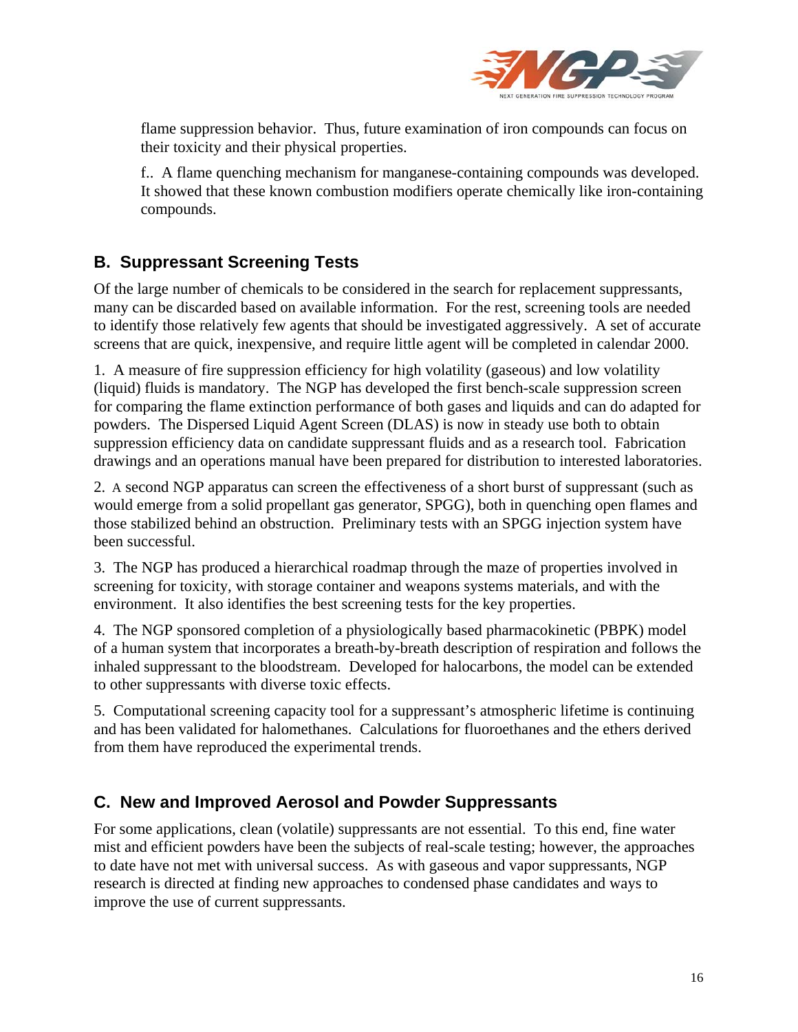flame suppression behavior. Thus, future examination of iron compounds can focus on their toxicity and their physical properties.

f.. A flame quenching mechanism for manganese-containing compounds was developed. It showed that these known combustion modifiers operate chemically like iron-containing compounds.

## B. Suppressant Screening Tests

Of the large number of chemicals to be considered in the search for replacement suppressants, many can be discarded based on available information. For the rest, screening tools are needed to identify those relatively few agents that should be investigated aggressively. A set of accurate screens that are quick, inexpensive, and require little agent will be completed in calendar 2000.

1. A measure of fire suppression efficiency for high volatility (gaseous) and low volatility (liquid) fluids is mandatory. The NGP has developed the first bench-scale suppression screen for comparing the flame extinction performance of both gases and liquids and can do adapted for powders. The Dispersed Liquid Agent Screen (DLAS) is now in steady use both to obtain suppression efficiency data on candidate suppressant fluids and as a research tool. Fabrication drawings and an operations manual have been prepared for distribution to interested laboratories.

2. A second NGP apparatus can screen the effectiveness of a short burst of suppressant (such as would emerge from a solid propellant gas generator, SPGG), both in quenching open flames and those stabilized behind an obstruction. Preliminary tests with an SPGG injection system have been successful.

3. The NGP has produced a hierarchical roadmap through the maze of properties involved in screening for toxicity, with storage container and weapons systems materials, and with the environment. It also identifies the best screening tests for the key properties.

4. The NGP sponsored completion of a physiologically based pharmacokinetic (PBPK) model of a human system that incorporates a breath-by-breath description of respiration and follows the inhaled suppressant to the bloodstream. Developed for halocarbons, the model can be extended to other suppressants with diverse toxic effects.

5. Computational screening capacity tool for a suppressant's atmospheric lifetime is continuing and has been validated for halomethanes. Calculations for fluoroethanes and the ethers derived from them have reproduced the experimental trends.

## C. New and Improved Aerosol and Powder Suppressants

For some applications, clean (volatile) suppressants are not essential. To this end, fine water mist and efficient powders have been the subjects of real-scale testing; however, the approaches to date have not met with universal success. As with gaseous and vapor suppressants, NGP research is directed at finding new approaches to condensed phase candidates and ways to improve the use of current suppressants.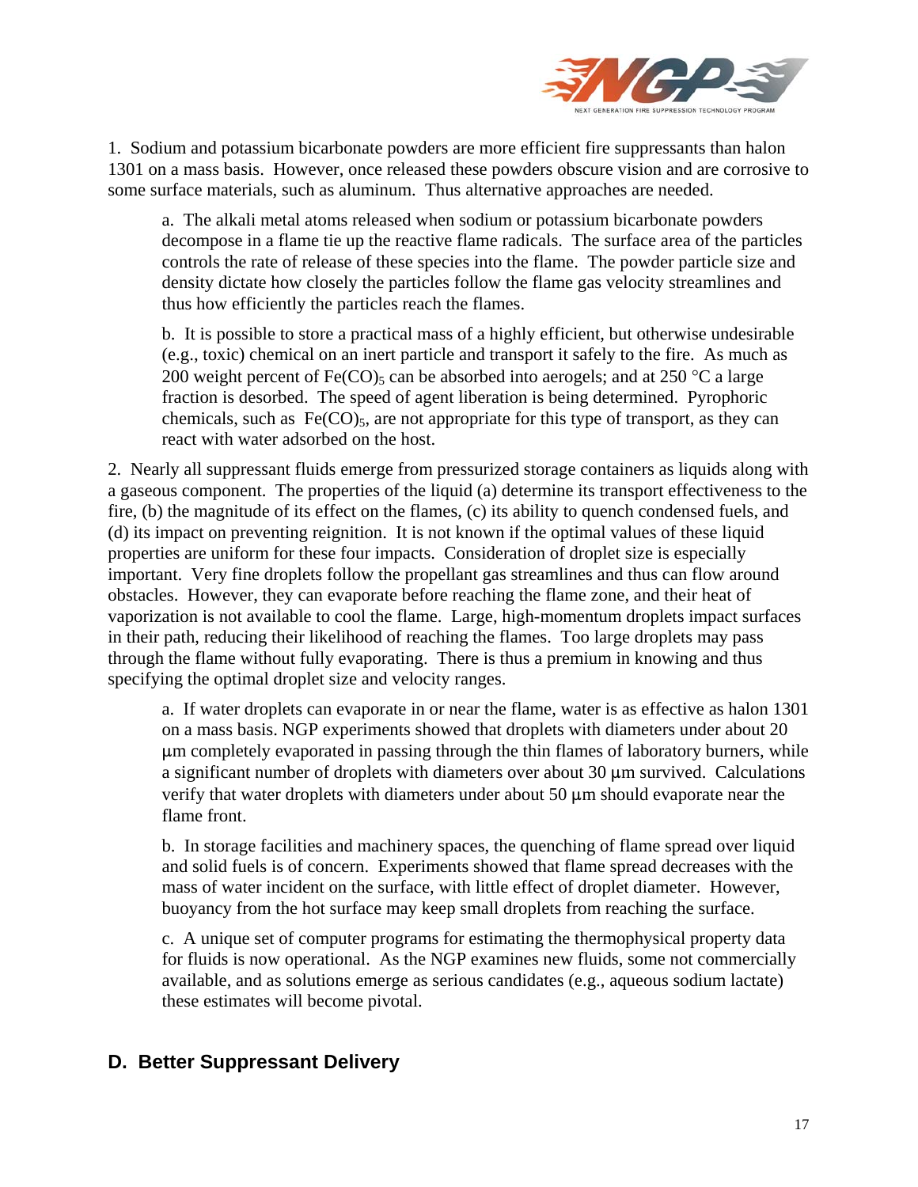1. Sodium and potassium bicarbonate powders are more efficient fire suppressants than halon 1301 on a mass basis. However, once released these powders obscure vision and are corrosive to some surface materials, such as aluminum. Thus alternative approaches are needed.

   a. The alkali metal atoms released when sodium or potassium bicarbonate powders decompose in a flame tie up the reactive flame radicals. The surface area of the particles controls the rate of release of these species into the flame. The powder particle size and density dictate how closely the particles follow the flame gas velocity streamlines and thus how efficiently the particles reach the flames.

   b. It is possible to store a practical mass of a highly efficient, but otherwise undesirable (e.g., toxic) chemical on an inert particle and transport it safely to the fire. As much as 200 weight percent of $Fe(CO)_5$ can be absorbed into aerogels; and at 250 °C a large fraction is desorbed. The speed of agent liberation is being determined. Pyrophoric chemicals, such as $Fe(CO)_5$, are not appropriate for this type of transport, as they can react with water adsorbed on the host.

2. Nearly all suppressant fluids emerge from pressurized storage containers as liquids along with a gaseous component. The properties of the liquid (a) determine its transport effectiveness to the fire, (b) the magnitude of its effect on the flames, (c) its ability to quench condensed fuels, and (d) its impact on preventing reignition. It is not known if the optimal values of these liquid properties are uniform for these four impacts. Consideration of droplet size is especially important. Very fine droplets follow the propellant gas streamlines and thus can flow around obstacles. However, they can evaporate before reaching the flame zone, and their heat of vaporization is not available to cool the flame. Large, high-momentum droplets impact surfaces in their path, reducing their likelihood of reaching the flames. Too large droplets may pass through the flame without fully evaporating. There is thus a premium in knowing and thus specifying the optimal droplet size and velocity ranges.

   a. If water droplets can evaporate in or near the flame, water is as effective as halon 1301 on a mass basis. NGP experiments showed that droplets with diameters under about 20 μm completely evaporated in passing through the thin flames of laboratory burners, while a significant number of droplets with diameters over about 30 μm survived. Calculations verify that water droplets with diameters under about 50 μm should evaporate near the flame front.

   b. In storage facilities and machinery spaces, the quenching of flame spread over liquid and solid fuels is of concern. Experiments showed that flame spread decreases with the mass of water incident on the surface, with little effect of droplet diameter. However, buoyancy from the hot surface may keep small droplets from reaching the surface.

   c. A unique set of computer programs for estimating the thermophysical property data for fluids is now operational. As the NGP examines new fluids, some not commercially available, and as solutions emerge as serious candidates (e.g., aqueous sodium lactate) these estimates will become pivotal.

## D. Better Suppressant Delivery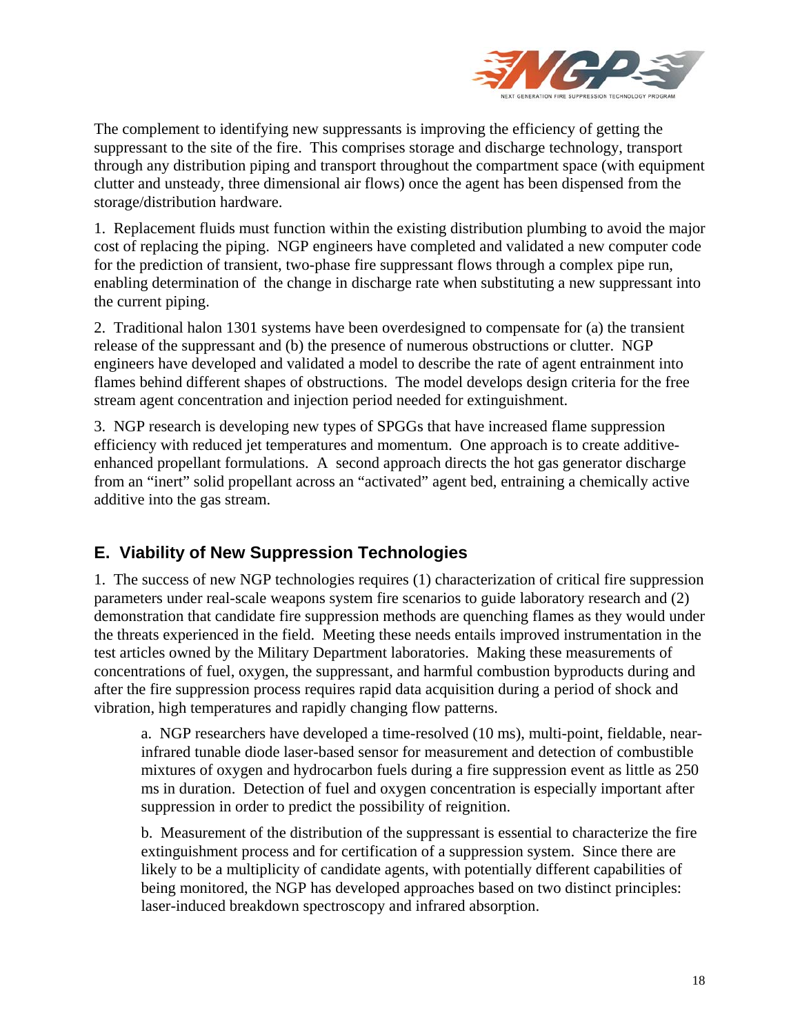The complement to identifying new suppressants is improving the efficiency of getting the suppressant to the site of the fire. This comprises storage and discharge technology, transport through any distribution piping and transport throughout the compartment space (with equipment clutter and unsteady, three dimensional air flows) once the agent has been dispensed from the storage/distribution hardware.

1. Replacement fluids must function within the existing distribution plumbing to avoid the major cost of replacing the piping. NGP engineers have completed and validated a new computer code for the prediction of transient, two-phase fire suppressant flows through a complex pipe run, enabling determination of the change in discharge rate when substituting a new suppressant into the current piping.

2. Traditional halon 1301 systems have been overdesigned to compensate for (a) the transient release of the suppressant and (b) the presence of numerous obstructions or clutter. NGP engineers have developed and validated a model to describe the rate of agent entrainment into flames behind different shapes of obstructions. The model develops design criteria for the free stream agent concentration and injection period needed for extinguishment.

3. NGP research is developing new types of SPGGs that have increased flame suppression efficiency with reduced jet temperatures and momentum. One approach is to create additive-enhanced propellant formulations. A second approach directs the hot gas generator discharge from an "inert" solid propellant across an "activated" agent bed, entraining a chemically active additive into the gas stream.

## E. Viability of New Suppression Technologies

1. The success of new NGP technologies requires (1) characterization of critical fire suppression parameters under real-scale weapons system fire scenarios to guide laboratory research and (2) demonstration that candidate fire suppression methods are quenching flames as they would under the threats experienced in the field. Meeting these needs entails improved instrumentation in the test articles owned by the Military Department laboratories. Making these measurements of concentrations of fuel, oxygen, the suppressant, and harmful combustion byproducts during and after the fire suppression process requires rapid data acquisition during a period of shock and vibration, high temperatures and rapidly changing flow patterns.

a. NGP researchers have developed a time-resolved (10 ms), multi-point, fieldable, near-infrared tunable diode laser-based sensor for measurement and detection of combustible mixtures of oxygen and hydrocarbon fuels during a fire suppression event as little as 250 ms in duration. Detection of fuel and oxygen concentration is especially important after suppression in order to predict the possibility of reignition.

b. Measurement of the distribution of the suppressant is essential to characterize the fire extinguishment process and for certification of a suppression system. Since there are likely to be a multiplicity of candidate agents, with potentially different capabilities of being monitored, the NGP has developed approaches based on two distinct principles: laser-induced breakdown spectroscopy and infrared absorption.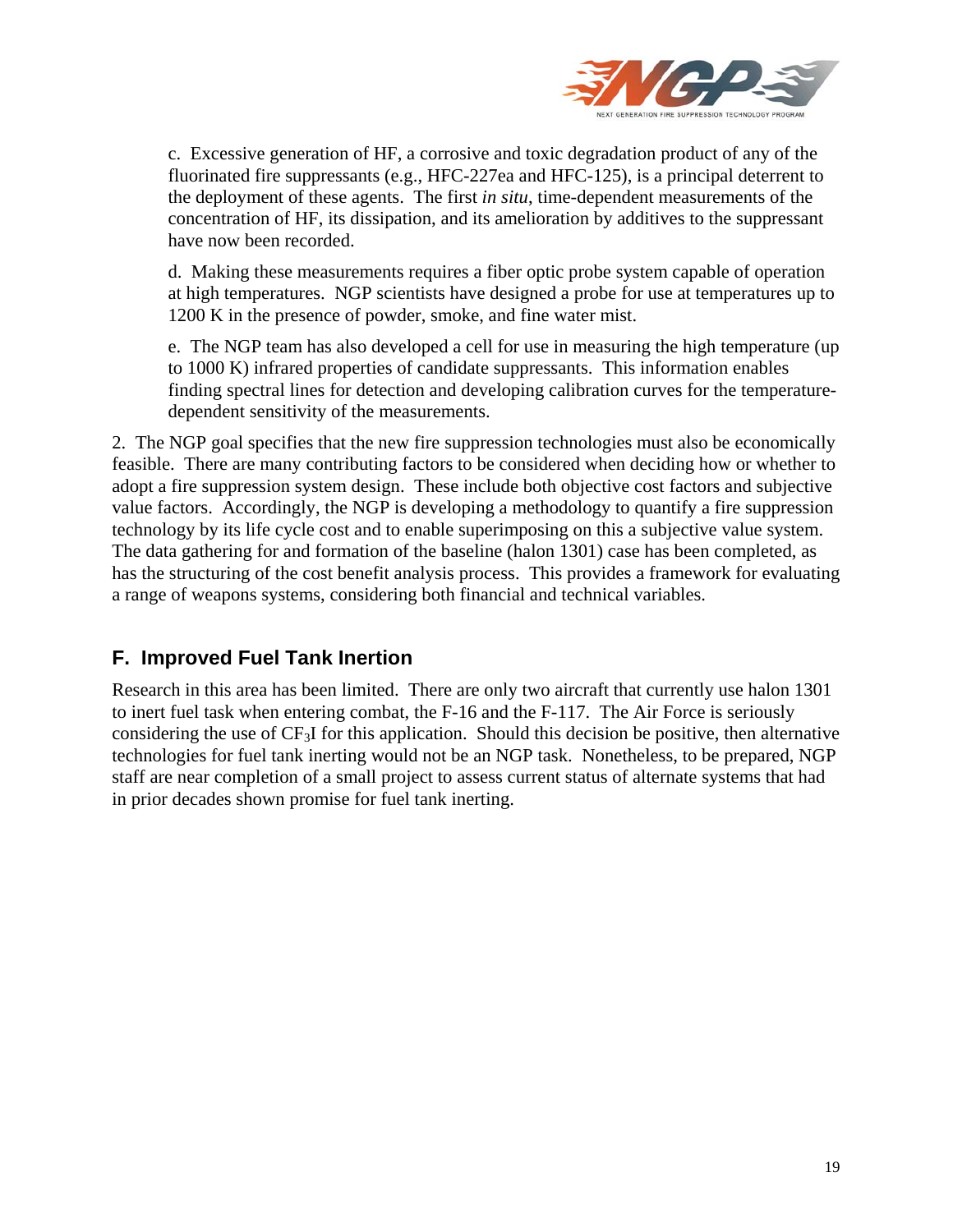c. Excessive generation of HF, a corrosive and toxic degradation product of any of the fluorinated fire suppressants (e.g., HFC-227ea and HFC-125), is a principal deterrent to the deployment of these agents. The first *in situ*, time-dependent measurements of the concentration of HF, its dissipation, and its amelioration by additives to the suppressant have now been recorded.

d. Making these measurements requires a fiber optic probe system capable of operation at high temperatures. NGP scientists have designed a probe for use at temperatures up to 1200 K in the presence of powder, smoke, and fine water mist.

e. The NGP team has also developed a cell for use in measuring the high temperature (up to 1000 K) infrared properties of candidate suppressants. This information enables finding spectral lines for detection and developing calibration curves for the temperature-dependent sensitivity of the measurements.

2. The NGP goal specifies that the new fire suppression technologies must also be economically feasible. There are many contributing factors to be considered when deciding how or whether to adopt a fire suppression system design. These include both objective cost factors and subjective value factors. Accordingly, the NGP is developing a methodology to quantify a fire suppression technology by its life cycle cost and to enable superimposing on this a subjective value system. The data gathering for and formation of the baseline (halon 1301) case has been completed, as has the structuring of the cost benefit analysis process. This provides a framework for evaluating a range of weapons systems, considering both financial and technical variables.

## F. Improved Fuel Tank Inertion

Research in this area has been limited. There are only two aircraft that currently use halon 1301 to inert fuel task when entering combat, the F-16 and the F-117. The Air Force is seriously considering the use of $CF_3I$ for this application. Should this decision be positive, then alternative technologies for fuel tank inerting would not be an NGP task. Nonetheless, to be prepared, NGP staff are near completion of a small project to assess current status of alternate systems that had in prior decades shown promise for fuel tank inerting.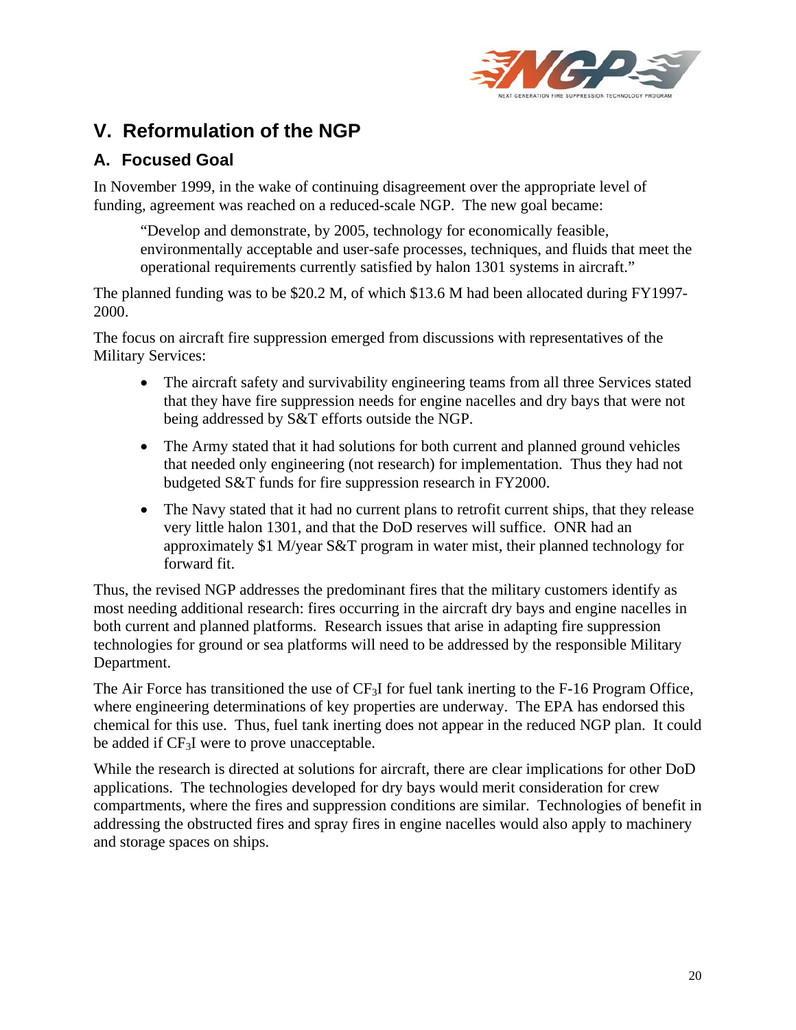# V. Reformulation of the NGP

## A. Focused Goal

In November 1999, in the wake of continuing disagreement over the appropriate level of funding, agreement was reached on a reduced-scale NGP. The new goal became:

> "Develop and demonstrate, by 2005, technology for economically feasible, environmentally acceptable and user-safe processes, techniques, and fluids that meet the operational requirements currently satisfied by halon 1301 systems in aircraft."

The planned funding was to be \$20.2 M, of which \$13.6 M had been allocated during FY1997-2000.

The focus on aircraft fire suppression emerged from discussions with representatives of the Military Services:

- The aircraft safety and survivability engineering teams from all three Services stated that they have fire suppression needs for engine nacelles and dry bays that were not being addressed by S&T efforts outside the NGP.
- The Army stated that it had solutions for both current and planned ground vehicles that needed only engineering (not research) for implementation. Thus they had not budgeted S&T funds for fire suppression research in FY2000.
- The Navy stated that it had no current plans to retrofit current ships, that they release very little halon 1301, and that the DoD reserves will suffice. ONR had an approximately \$1 M/year S&T program in water mist, their planned technology for forward fit.

Thus, the revised NGP addresses the predominant fires that the military customers identify as most needing additional research: fires occurring in the aircraft dry bays and engine nacelles in both current and planned platforms. Research issues that arise in adapting fire suppression technologies for ground or sea platforms will need to be addressed by the responsible Military Department.

The Air Force has transitioned the use of $CF_3I$ for fuel tank inerting to the F-16 Program Office, where engineering determinations of key properties are underway. The EPA has endorsed this chemical for this use. Thus, fuel tank inerting does not appear in the reduced NGP plan. It could be added if $CF_3I$ were to prove unacceptable.

While the research is directed at solutions for aircraft, there are clear implications for other DoD applications. The technologies developed for dry bays would merit consideration for crew compartments, where the fires and suppression conditions are similar. Technologies of benefit in addressing the obstructed fires and spray fires in engine nacelles would also apply to machinery and storage spaces on ships.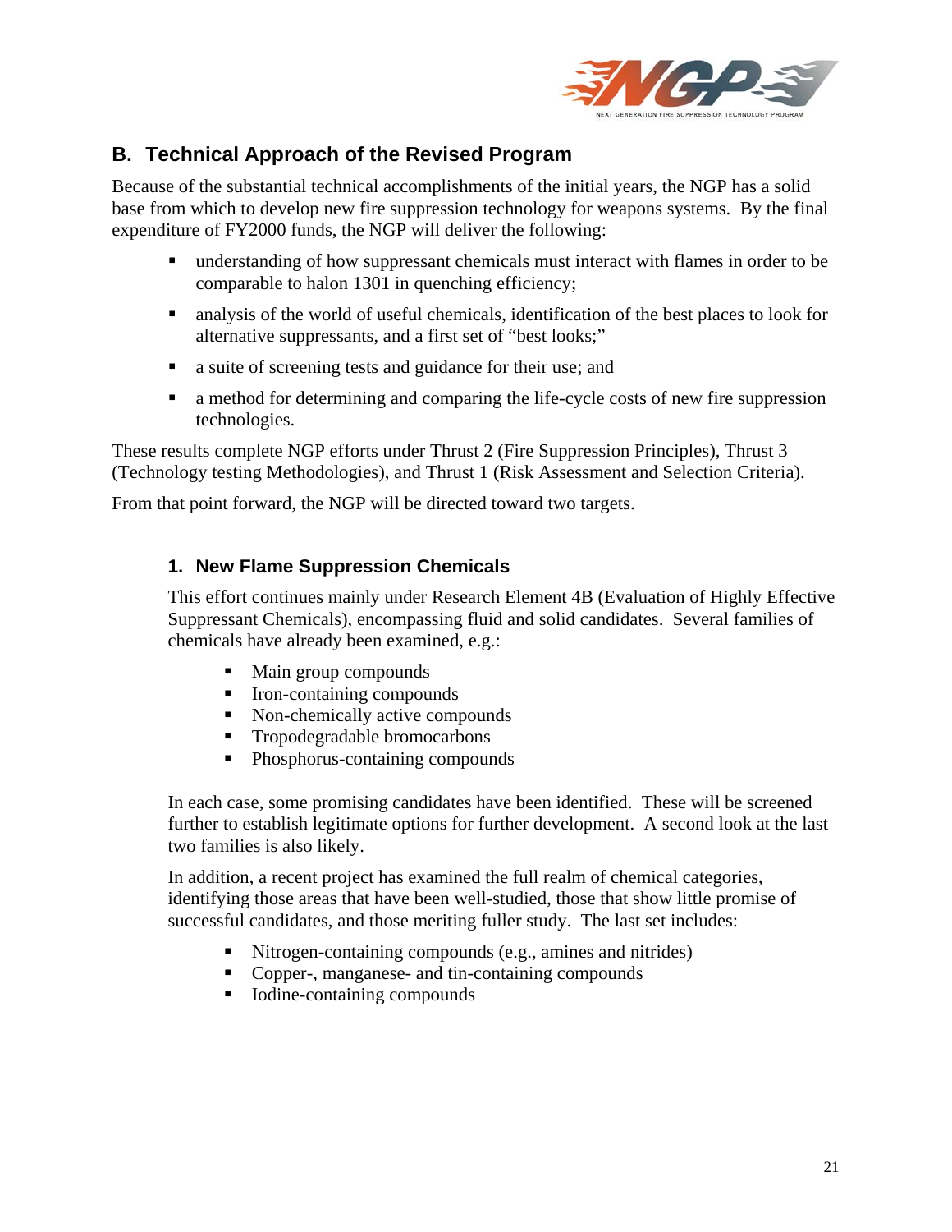## B. Technical Approach of the Revised Program

Because of the substantial technical accomplishments of the initial years, the NGP has a solid base from which to develop new fire suppression technology for weapons systems. By the final expenditure of FY2000 funds, the NGP will deliver the following:

- understanding of how suppressant chemicals must interact with flames in order to be comparable to halon 1301 in quenching efficiency;
- analysis of the world of useful chemicals, identification of the best places to look for alternative suppressants, and a first set of "best looks;"
- a suite of screening tests and guidance for their use; and
- a method for determining and comparing the life-cycle costs of new fire suppression technologies.

These results complete NGP efforts under Thrust 2 (Fire Suppression Principles), Thrust 3 (Technology testing Methodologies), and Thrust 1 (Risk Assessment and Selection Criteria).

From that point forward, the NGP will be directed toward two targets.

### 1. New Flame Suppression Chemicals

This effort continues mainly under Research Element 4B (Evaluation of Highly Effective Suppressant Chemicals), encompassing fluid and solid candidates. Several families of chemicals have already been examined, e.g.:

- Main group compounds
- Iron-containing compounds
- Non-chemically active compounds
- Tropodegradable bromocarbons
- Phosphorus-containing compounds

In each case, some promising candidates have been identified. These will be screened further to establish legitimate options for further development. A second look at the last two families is also likely.

In addition, a recent project has examined the full realm of chemical categories, identifying those areas that have been well-studied, those that show little promise of successful candidates, and those meriting fuller study. The last set includes:

- Nitrogen-containing compounds (e.g., amines and nitrides)
- Copper-, manganese- and tin-containing compounds
- Iodine-containing compounds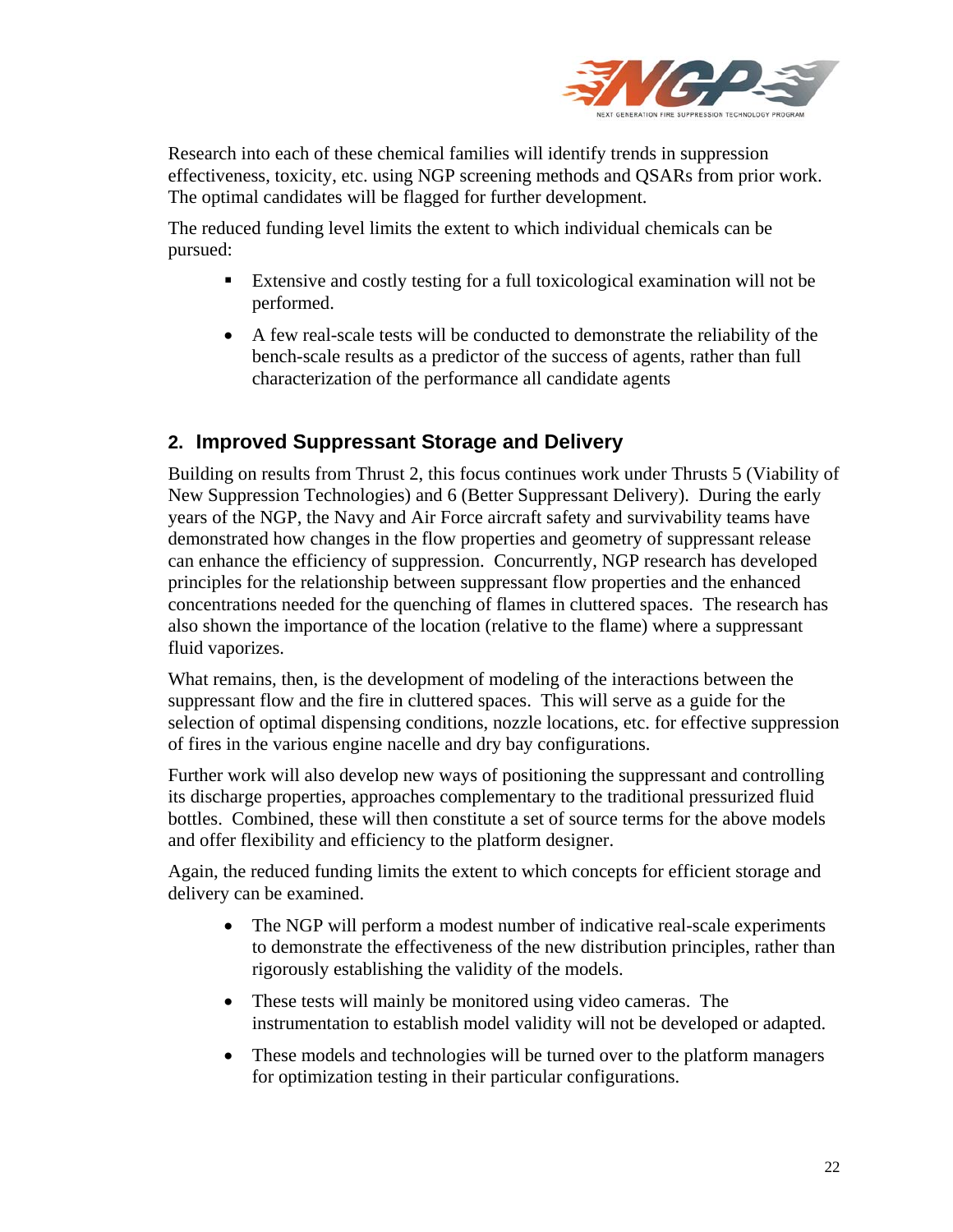Research into each of these chemical families will identify trends in suppression effectiveness, toxicity, etc. using NGP screening methods and QSARs from prior work. The optimal candidates will be flagged for further development.

The reduced funding level limits the extent to which individual chemicals can be pursued:

- Extensive and costly testing for a full toxicological examination will not be performed.
- A few real-scale tests will be conducted to demonstrate the reliability of the bench-scale results as a predictor of the success of agents, rather than full characterization of the performance all candidate agents

## 2. Improved Suppressant Storage and Delivery

Building on results from Thrust 2, this focus continues work under Thrusts 5 (Viability of New Suppression Technologies) and 6 (Better Suppressant Delivery). During the early years of the NGP, the Navy and Air Force aircraft safety and survivability teams have demonstrated how changes in the flow properties and geometry of suppressant release can enhance the efficiency of suppression. Concurrently, NGP research has developed principles for the relationship between suppressant flow properties and the enhanced concentrations needed for the quenching of flames in cluttered spaces. The research has also shown the importance of the location (relative to the flame) where a suppressant fluid vaporizes.

What remains, then, is the development of modeling of the interactions between the suppressant flow and the fire in cluttered spaces. This will serve as a guide for the selection of optimal dispensing conditions, nozzle locations, etc. for effective suppression of fires in the various engine nacelle and dry bay configurations.

Further work will also develop new ways of positioning the suppressant and controlling its discharge properties, approaches complementary to the traditional pressurized fluid bottles. Combined, these will then constitute a set of source terms for the above models and offer flexibility and efficiency to the platform designer.

Again, the reduced funding limits the extent to which concepts for efficient storage and delivery can be examined.

- The NGP will perform a modest number of indicative real-scale experiments to demonstrate the effectiveness of the new distribution principles, rather than rigorously establishing the validity of the models.
- These tests will mainly be monitored using video cameras. The instrumentation to establish model validity will not be developed or adapted.
- These models and technologies will be turned over to the platform managers for optimization testing in their particular configurations.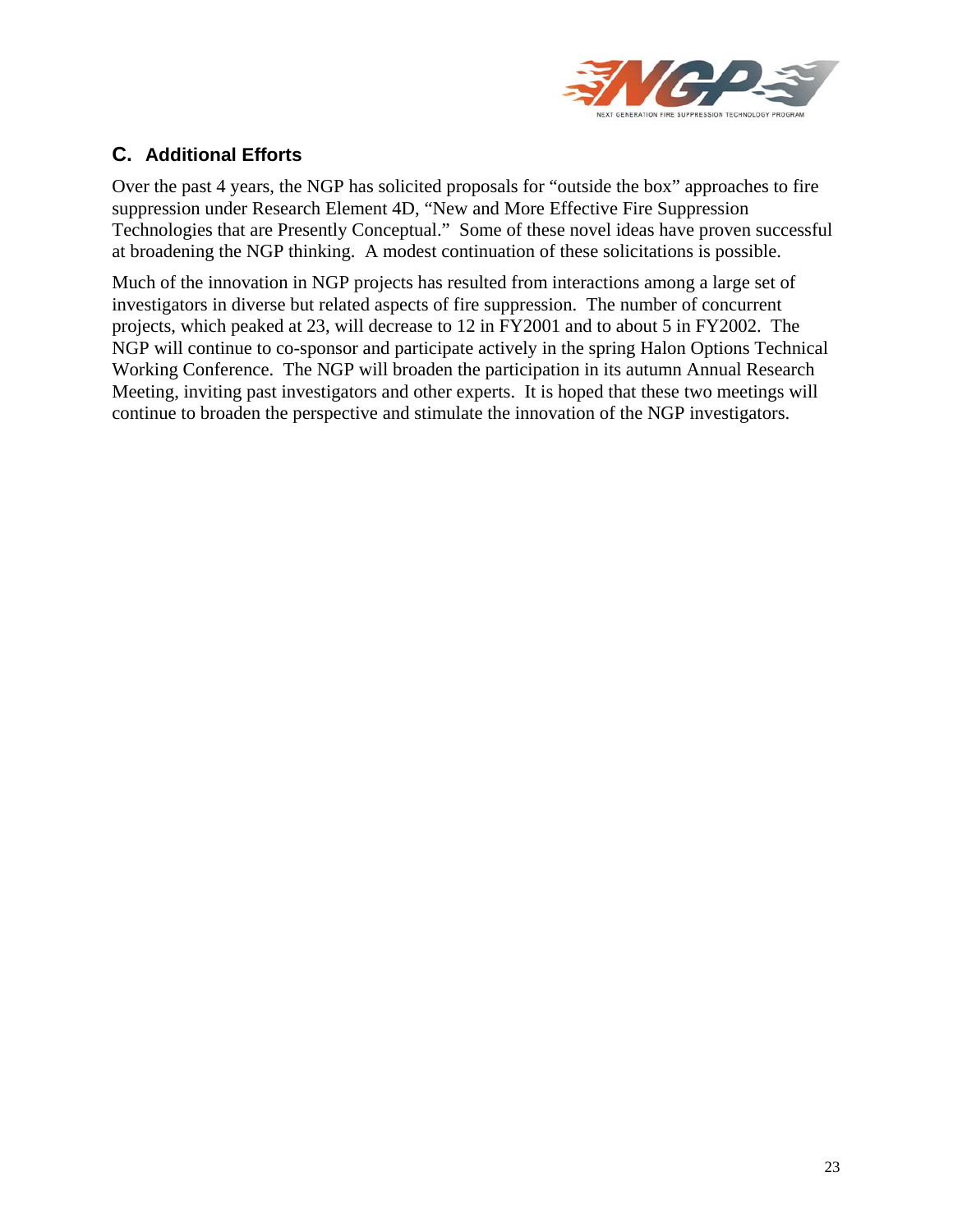## C. Additional Efforts

Over the past 4 years, the NGP has solicited proposals for "outside the box" approaches to fire suppression under Research Element 4D, "New and More Effective Fire Suppression Technologies that are Presently Conceptual." Some of these novel ideas have proven successful at broadening the NGP thinking. A modest continuation of these solicitations is possible.

Much of the innovation in NGP projects has resulted from interactions among a large set of investigators in diverse but related aspects of fire suppression. The number of concurrent projects, which peaked at 23, will decrease to 12 in FY2001 and to about 5 in FY2002. The NGP will continue to co-sponsor and participate actively in the spring Halon Options Technical Working Conference. The NGP will broaden the participation in its autumn Annual Research Meeting, inviting past investigators and other experts. It is hoped that these two meetings will continue to broaden the perspective and stimulate the innovation of the NGP investigators.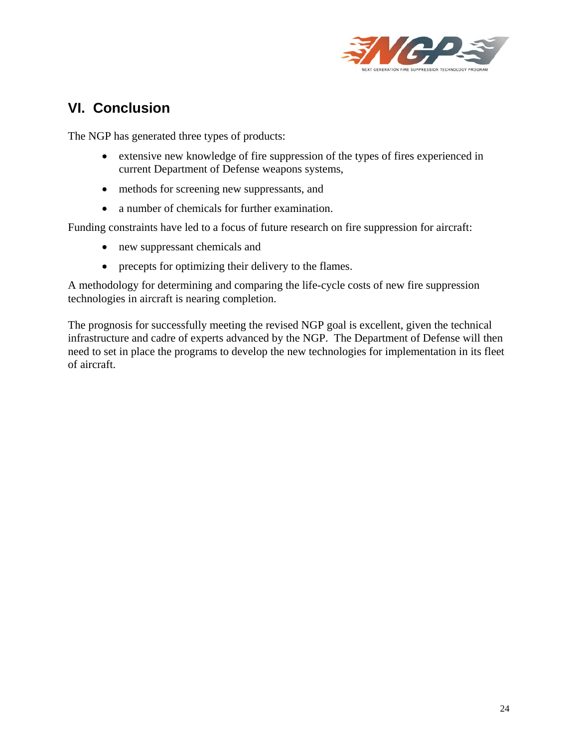## VI. Conclusion

The NGP has generated three types of products:

- extensive new knowledge of fire suppression of the types of fires experienced in current Department of Defense weapons systems,
- methods for screening new suppressants, and
- a number of chemicals for further examination.

Funding constraints have led to a focus of future research on fire suppression for aircraft:

- new suppressant chemicals and
- precepts for optimizing their delivery to the flames.

A methodology for determining and comparing the life-cycle costs of new fire suppression technologies in aircraft is nearing completion.

The prognosis for successfully meeting the revised NGP goal is excellent, given the technical infrastructure and cadre of experts advanced by the NGP. The Department of Defense will then need to set in place the programs to develop the new technologies for implementation in its fleet of aircraft.